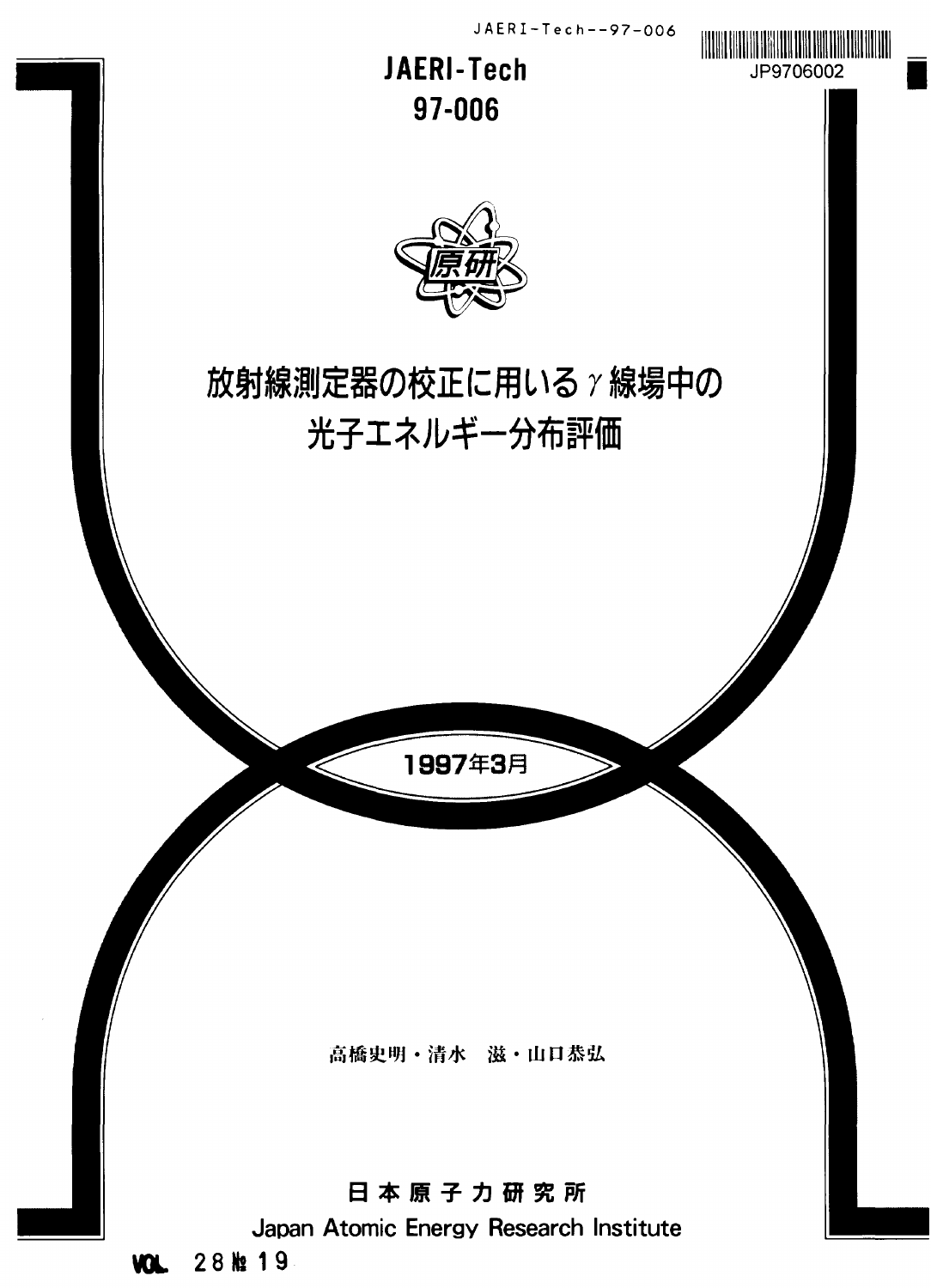JAERI-Tech--97-006

JP9706002

**JAERI-Tech**
**97-006**

# 放射線測定器の校正に用いるγ線場中の光子エネルギー分布評価

1997年3月

高橋史明・清水　滋・山口恭弘

日本原子力研究所
Japan Atomic Energy Research Institute

VOL. 28 № 19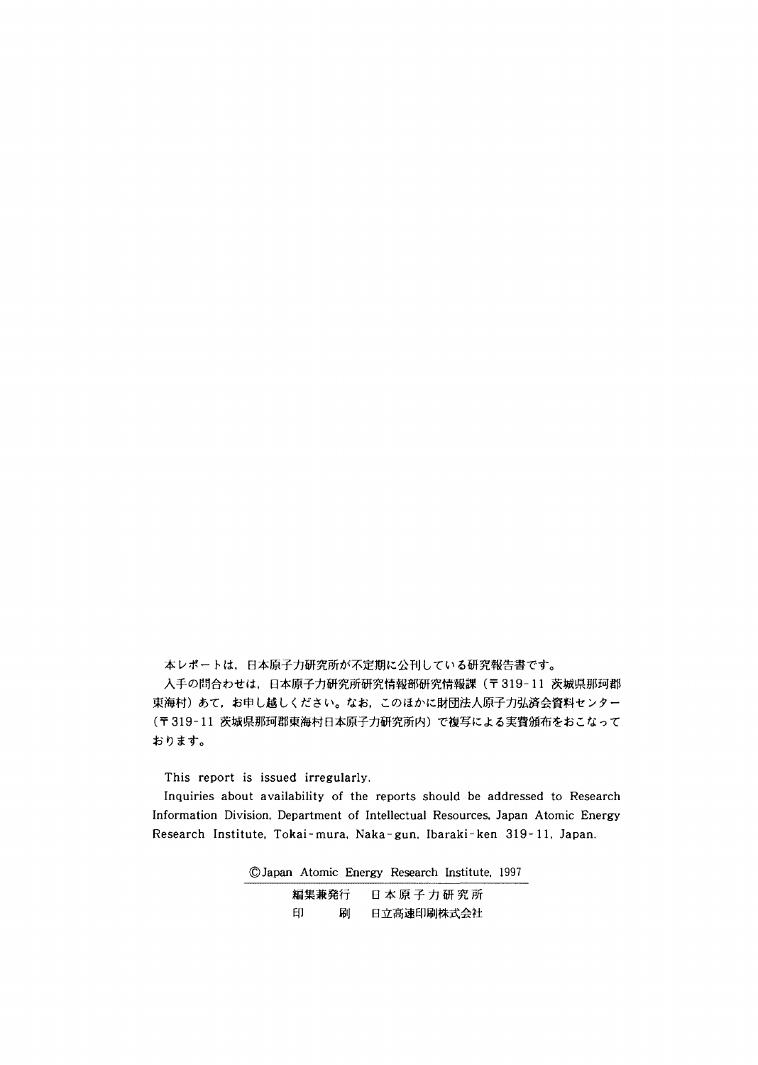本レポートは，日本原子力研究所が不定期に公刊している研究報告書です。

入手の問合わせは，日本原子力研究所研究情報部研究情報課（〒319-11 茨城県那珂郡東海村）あて，お申し越しください。なお，このほかに財団法人原子力弘済会資料センター（〒319-11 茨城県那珂郡東海村日本原子力研究所内）で複写による実費頒布をおこなっております。

This report is issued irregularly.

Inquiries about availability of the reports should be addressed to Research Information Division, Department of Intellectual Resources, Japan Atomic Energy Research Institute, Tokai-mura, Naka-gun, Ibaraki-ken 319-11, Japan.

©Japan Atomic Energy Research Institute, 1997

編集兼発行　日本原子力研究所

印　　刷　日立高速印刷株式会社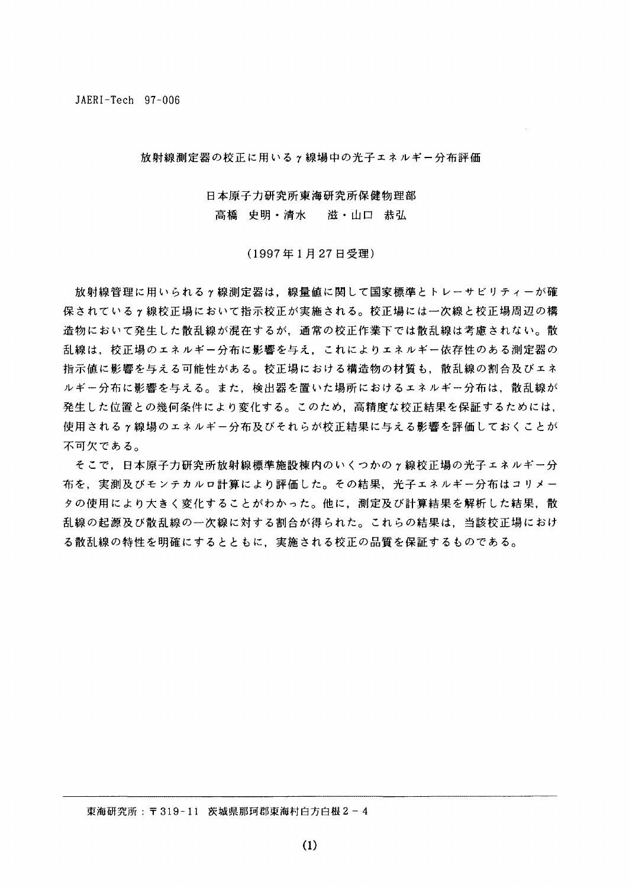JAERI-Tech 97-006

# 放射線測定器の校正に用いるγ線場中の光子エネルギー分布評価

日本原子力研究所東海研究所保健物理部

高橋　史明・清水　滋・山口　恭弘

（1997年1月27日受理）

放射線管理に用いられるγ線測定器は，線量値に関して国家標準とトレーサビリティーが確保されているγ線校正場において指示校正が実施される。校正場には一次線と校正場周辺の構造物において発生した散乱線が混在するが，通常の校正作業下では散乱線は考慮されない。散乱線は，校正場のエネルギー分布に影響を与え，これによりエネルギー依存性のある測定器の指示値に影響を与える可能性がある。校正場における構造物の材質も，散乱線の割合及びエネルギー分布に影響を与える。また，検出器を置いた場所におけるエネルギー分布は，散乱線が発生した位置との幾何条件により変化する。このため，高精度な校正結果を保証するためには，使用されるγ線場のエネルギー分布及びそれらが校正結果に与える影響を評価しておくことが不可欠である。

そこで，日本原子力研究所放射線標準施設棟内のいくつかのγ線校正場の光子エネルギー分布を，実測及びモンテカルロ計算により評価した。その結果，光子エネルギー分布はコリメータの使用により大きく変化することがわかった。他に，測定及び計算結果を解析した結果，散乱線の起源及び散乱線の一次線に対する割合が得られた。これらの結果は，当該校正場における散乱線の特性を明確にするとともに，実施される校正の品質を保証するものである。

---

東海研究所：〒319-11　茨城県那珂郡東海村白方白根2－4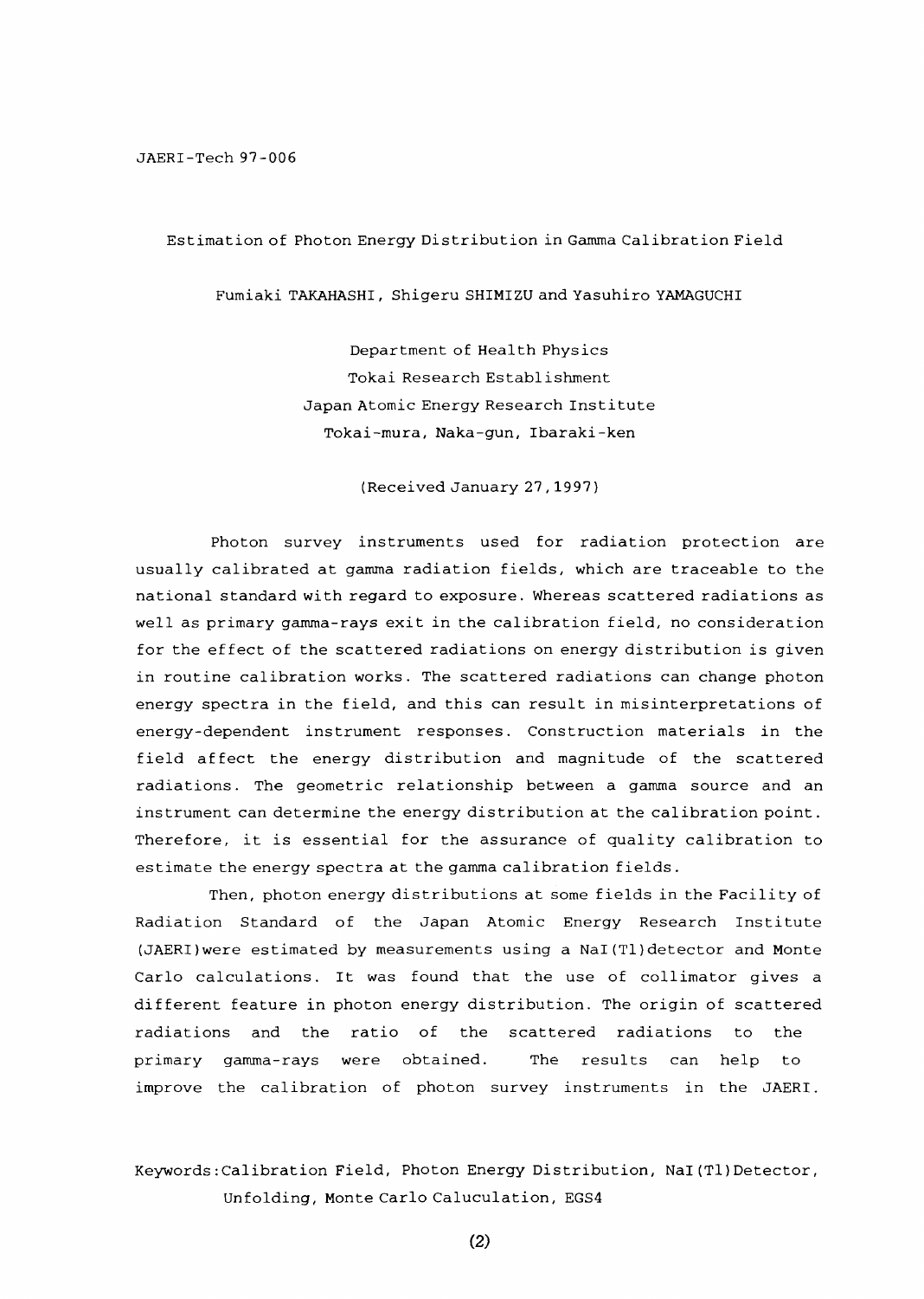# Estimation of Photon Energy Distribution in Gamma Calibration Field

Fumiaki TAKAHASHI, Shigeru SHIMIZU and Yasuhiro YAMAGUCHI

Department of Health Physics
Tokai Research Establishment
Japan Atomic Energy Research Institute
Tokai-mura, Naka-gun, Ibaraki-ken

(Received January 27, 1997)

Photon survey instruments used for radiation protection are usually calibrated at gamma radiation fields, which are traceable to the national standard with regard to exposure. Whereas scattered radiations as well as primary gamma-rays exit in the calibration field, no consideration for the effect of the scattered radiations on energy distribution is given in routine calibration works. The scattered radiations can change photon energy spectra in the field, and this can result in misinterpretations of energy-dependent instrument responses. Construction materials in the field affect the energy distribution and magnitude of the scattered radiations. The geometric relationship between a gamma source and an instrument can determine the energy distribution at the calibration point. Therefore, it is essential for the assurance of quality calibration to estimate the energy spectra at the gamma calibration fields.

Then, photon energy distributions at some fields in the Facility of Radiation Standard of the Japan Atomic Energy Research Institute (JAERI) were estimated by measurements using a NaI(Tl) detector and Monte Carlo calculations. It was found that the use of collimator gives a different feature in photon energy distribution. The origin of scattered radiations and the ratio of the scattered radiations to the primary gamma-rays were obtained. The results can help to improve the calibration of photon survey instruments in the JAERI.

Keywords: Calibration Field, Photon Energy Distribution, NaI(Tl) Detector, Unfolding, Monte Carlo Caluculation, EGS4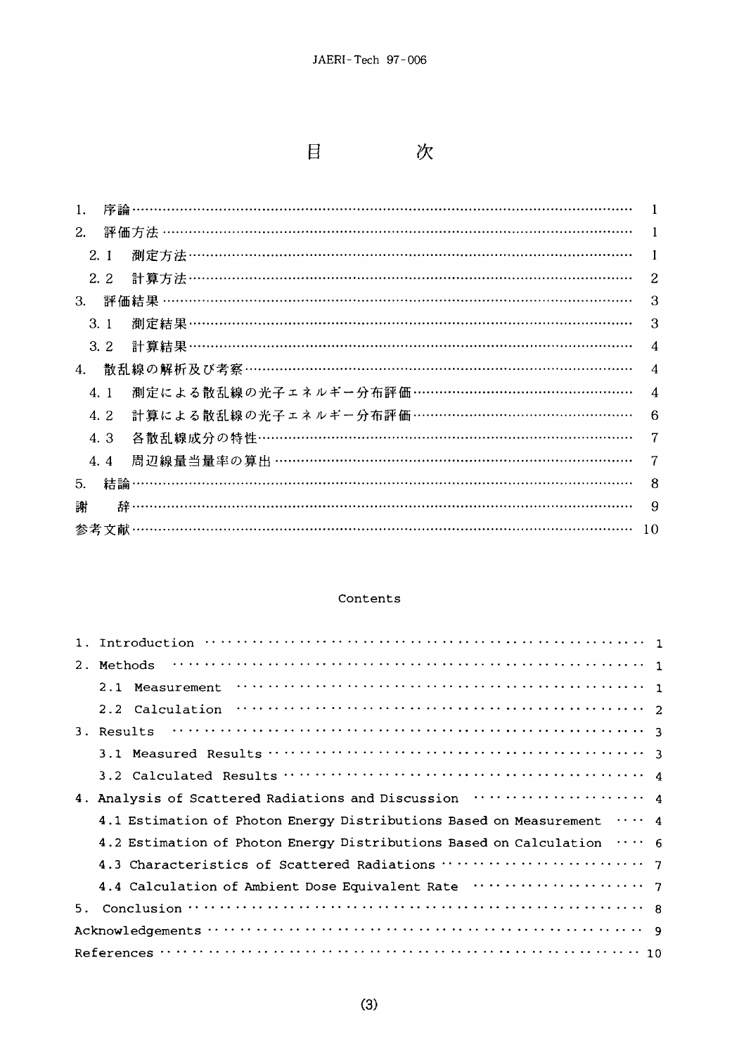# 目　　次

1. 序論 ········································································· 1
2. 評価方法 ····································································· 1
  2.1 測定方法 ································································· 1
  2.2 計算方法 ································································· 2
3. 評価結果 ····································································· 3
  3.1 測定結果 ································································· 3
  3.2 計算結果 ································································· 4
4. 散乱線の解析及び考察 ························································ 4
  4.1 測定による散乱線の光子エネルギー分布評価 ····························· 4
  4.2 計算による散乱線の光子エネルギー分布評価 ····························· 6
  4.3 各散乱線成分の特性 ······················································· 7
  4.4 周辺線量当量率の算出 ···················································· 7
5. 結論 ········································································· 8
謝　辞 ··········································································· 9
参考文献 ········································································· 10

## Contents

1. Introduction ··································································· 1
2. Methods ········································································ 1
  2.1 Measurement ································································ 1
  2.2 Calculation ·································································· 2
3. Results ········································································· 3
  3.1 Measured Results ··························································· 3
  3.2 Calculated Results ·························································· 4
4. Analysis of Scattered Radiations and Discussion ································· 4
  4.1 Estimation of Photon Energy Distributions Based on Measurement ············ 4
  4.2 Estimation of Photon Energy Distributions Based on Calculation ············· 6
  4.3 Characteristics of Scattered Radiations ······································ 7
  4.4 Calculation of Ambient Dose Equivalent Rate ································ 7
5. Conclusion ····································································· 8
Acknowledgements ································································ 9
References ······································································· 10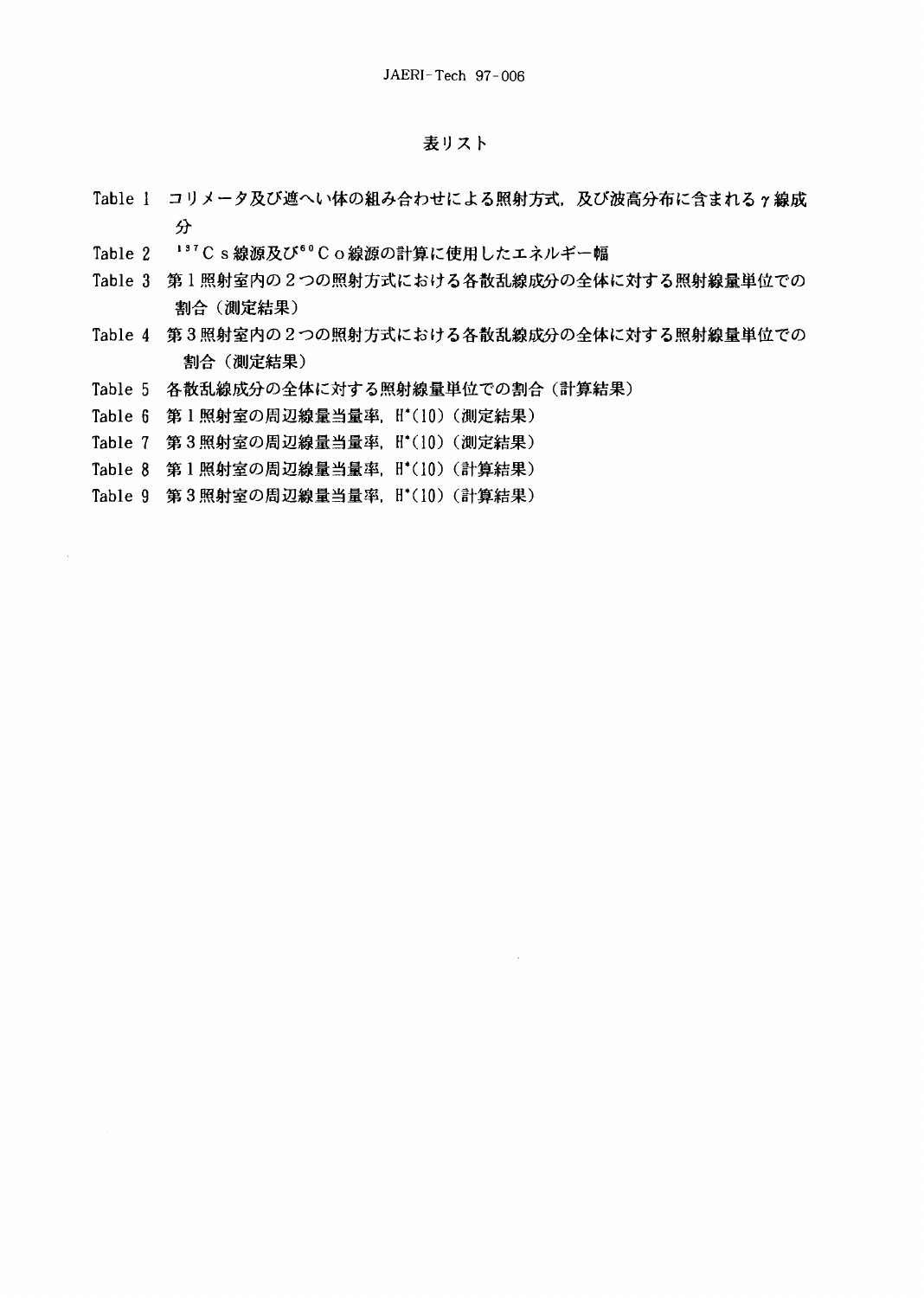# 表リスト

Table 1　コリメータ及び遮へい体の組み合わせによる照射方式，及び波高分布に含まれるγ線成分

Table 2　$^{137}$Ｃｓ線源及び$^{60}$Ｃｏ線源の計算に使用したエネルギー幅

Table 3　第１照射室内の２つの照射方式における各散乱線成分の全体に対する照射線量単位での割合（測定結果）

Table 4　第３照射室内の２つの照射方式における各散乱線成分の全体に対する照射線量単位での割合（測定結果）

Table 5　各散乱線成分の全体に対する照射線量単位での割合（計算結果）

Table 6　第１照射室の周辺線量当量率，$H^*(10)$（測定結果）

Table 7　第３照射室の周辺線量当量率，$H^*(10)$（測定結果）

Table 8　第１照射室の周辺線量当量率，$H^*(10)$（計算結果）

Table 9　第３照射室の周辺線量当量率，$H^*(10)$（計算結果）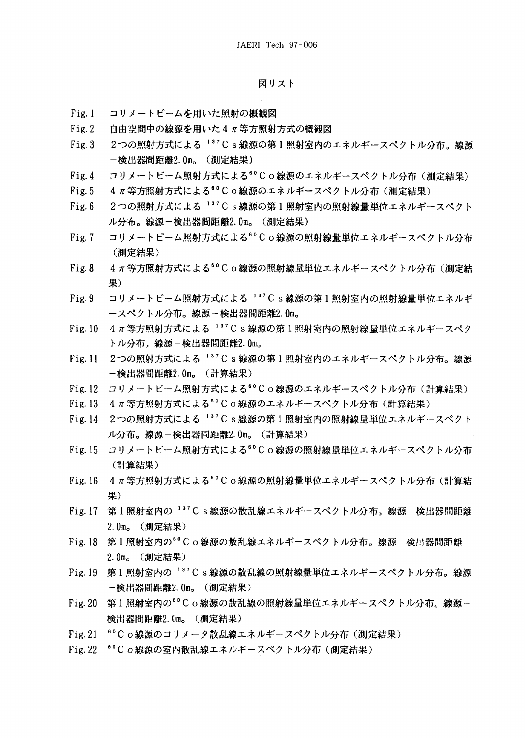# 図リスト

Fig. 1　コリメートビームを用いた照射の概観図

Fig. 2　自由空間中の線源を用いた4π等方照射方式の概観図

Fig. 3　2つの照射方式による $^{137}$Cs線源の第1照射室内のエネルギースペクトル分布。線源－検出器間距離2.0m。（測定結果）

Fig. 4　コリメートビーム照射方式による$^{60}$Co線源のエネルギースペクトル分布（測定結果）

Fig. 5　4π等方照射方式による$^{60}$Co線源のエネルギースペクトル分布（測定結果）

Fig. 6　2つの照射方式による $^{137}$Cs線源の第1照射室内の照射線量単位エネルギースペクトル分布。線源－検出器間距離2.0m。（測定結果）

Fig. 7　コリメートビーム照射方式による$^{60}$Co線源の照射線量単位エネルギースペクトル分布（測定結果）

Fig. 8　4π等方照射方式による$^{60}$Co線源の照射線量単位エネルギースペクトル分布（測定結果）

Fig. 9　コリメートビーム照射方式による $^{137}$Cs線源の第1照射室内の照射線量単位エネルギースペクトル分布。線源－検出器間距離2.0m。

Fig. 10　4π等方照射方式による $^{137}$Cs線源の第1照射室内の照射線量単位エネルギースペクトル分布。線源－検出器間距離2.0m。

Fig. 11　2つの照射方式による $^{137}$Cs線源の第1照射室内のエネルギースペクトル分布。線源－検出器間距離2.0m。（計算結果）

Fig. 12　コリメートビーム照射方式による$^{60}$Co線源のエネルギースペクトル分布（計算結果）

Fig. 13　4π等方照射方式による$^{60}$Co線源のエネルギースペクトル分布（計算結果）

Fig. 14　2つの照射方式による $^{137}$Cs線源の第1照射室内の照射線量単位エネルギースペクトル分布。線源－検出器間距離2.0m。（計算結果）

Fig. 15　コリメートビーム照射方式による$^{60}$Co線源の照射線量単位エネルギースペクトル分布（計算結果）

Fig. 16　4π等方照射方式による$^{60}$Co線源の照射線量単位エネルギースペクトル分布（計算結果）

Fig. 17　第1照射室内の $^{137}$Cs線源の散乱線エネルギースペクトル分布。線源－検出器間距離2.0m。（測定結果）

Fig. 18　第1照射室内の$^{60}$Co線源の散乱線エネルギースペクトル分布。線源－検出器間距離2.0m。（測定結果）

Fig. 19　第1照射室内の $^{137}$Cs線源の散乱線の照射線量単位エネルギースペクトル分布。線源－検出器間距離2.0m。（測定結果）

Fig. 20　第1照射室内の$^{60}$Co線源の散乱線の照射線量単位エネルギースペクトル分布。線源－検出器間距離2.0m。（測定結果）

Fig. 21　$^{60}$Co線源のコリメータ散乱線エネルギースペクトル分布（測定結果）

Fig. 22　$^{60}$Co線源の室内散乱線エネルギースペクトル分布（測定結果）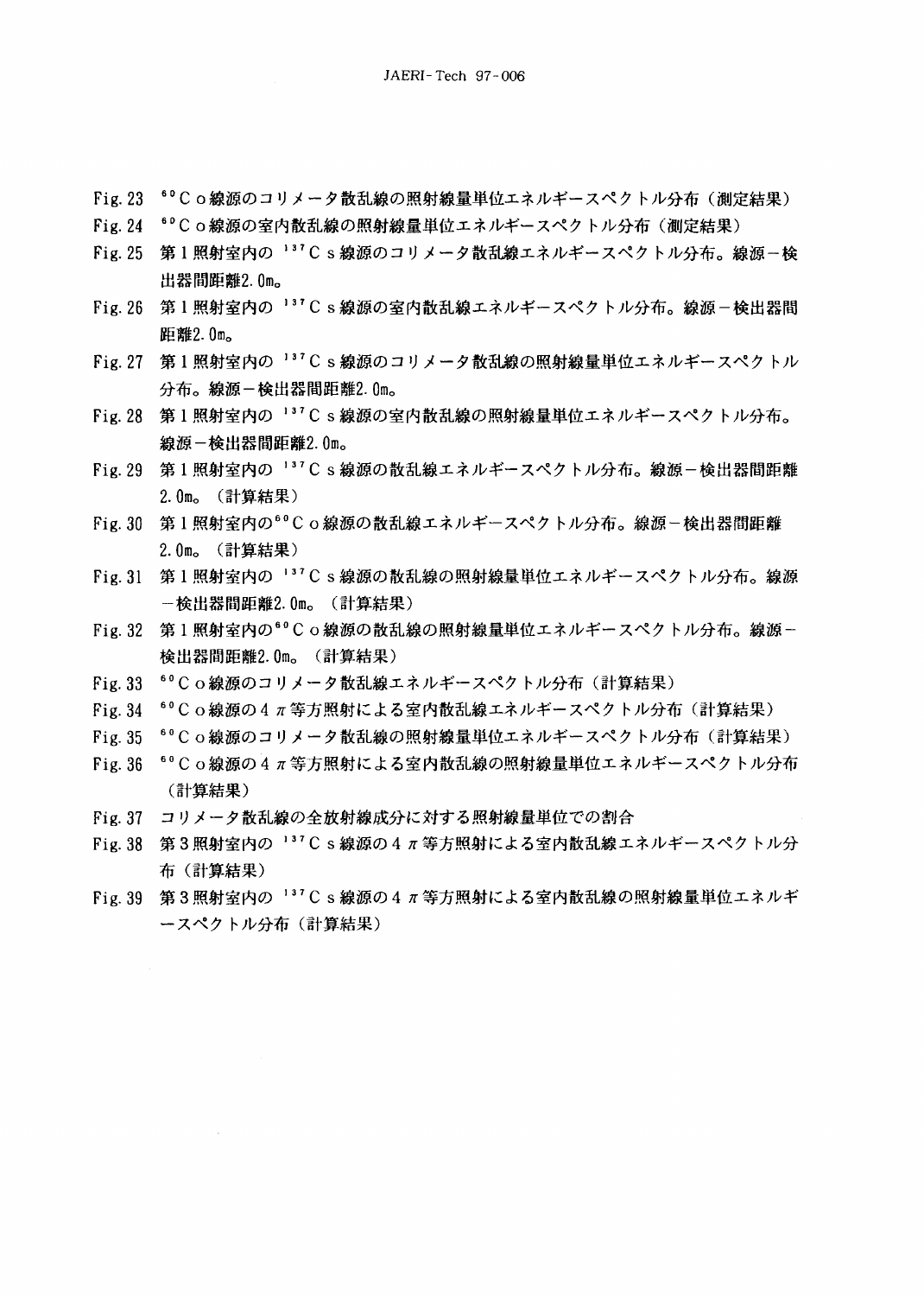Fig. 23 $^{60}$Ｃｏ線源のコリメータ散乱線の照射線量単位エネルギースペクトル分布（測定結果）

Fig. 24 $^{60}$Ｃｏ線源の室内散乱線の照射線量単位エネルギースペクトル分布（測定結果）

Fig. 25 第１照射室内の $^{137}$Ｃｓ線源のコリメータ散乱線エネルギースペクトル分布。線源－検出器間距離2.0m。

Fig. 26 第１照射室内の $^{137}$Ｃｓ線源の室内散乱線エネルギースペクトル分布。線源－検出器間距離2.0m。

Fig. 27 第１照射室内の $^{137}$Ｃｓ線源のコリメータ散乱線の照射線量単位エネルギースペクトル分布。線源－検出器間距離2.0m。

Fig. 28 第１照射室内の $^{137}$Ｃｓ線源の室内散乱線の照射線量単位エネルギースペクトル分布。線源－検出器間距離2.0m。

Fig. 29 第１照射室内の $^{137}$Ｃｓ線源の散乱線エネルギースペクトル分布。線源－検出器間距離2.0m。（計算結果）

Fig. 30 第１照射室内の$^{60}$Ｃｏ線源の散乱線エネルギースペクトル分布。線源－検出器間距離2.0m。（計算結果）

Fig. 31 第１照射室内の $^{137}$Ｃｓ線源の散乱線の照射線量単位エネルギースペクトル分布。線源－検出器間距離2.0m。（計算結果）

Fig. 32 第１照射室内の$^{60}$Ｃｏ線源の散乱線の照射線量単位エネルギースペクトル分布。線源－検出器間距離2.0m。（計算結果）

Fig. 33 $^{60}$Ｃｏ線源のコリメータ散乱線エネルギースペクトル分布（計算結果）

Fig. 34 $^{60}$Ｃｏ線源の４$\pi$等方照射による室内散乱線エネルギースペクトル分布（計算結果）

Fig. 35 $^{60}$Ｃｏ線源のコリメータ散乱線の照射線量単位エネルギースペクトル分布（計算結果）

Fig. 36 $^{60}$Ｃｏ線源の４$\pi$等方照射による室内散乱線の照射線量単位エネルギースペクトル分布（計算結果）

Fig. 37 コリメータ散乱線の全放射線成分に対する照射線量単位での割合

Fig. 38 第３照射室内の $^{137}$Ｃｓ線源の４$\pi$等方照射による室内散乱線エネルギースペクトル分布（計算結果）

Fig. 39 第３照射室内の $^{137}$Ｃｓ線源の４$\pi$等方照射による室内散乱線の照射線量単位エネルギースペクトル分布（計算結果）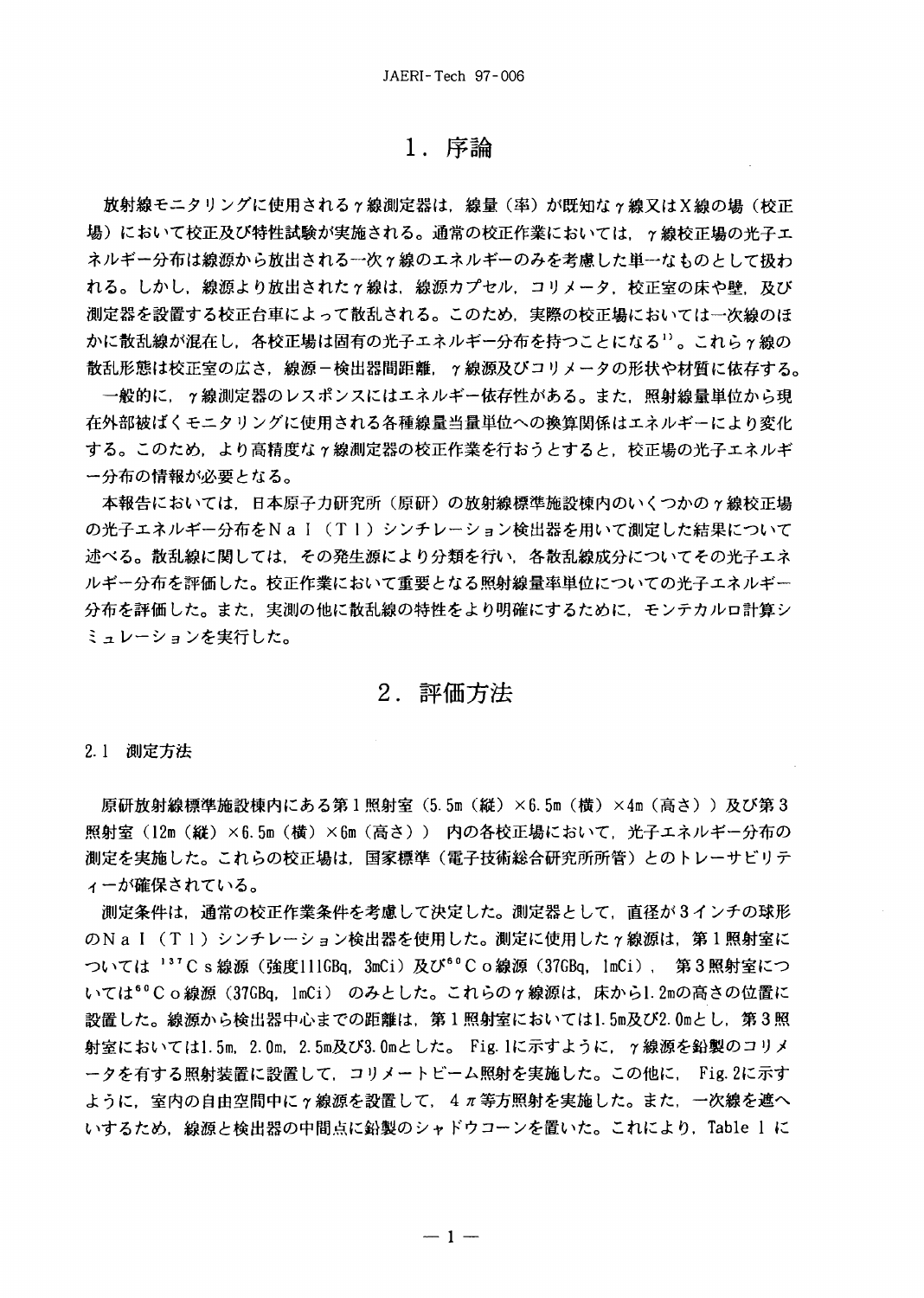# 1．序論

放射線モニタリングに使用されるγ線測定器は，線量（率）が既知なγ線又はX線の場（校正場）において校正及び特性試験が実施される。通常の校正作業においては，γ線校正場の光子エネルギー分布は線源から放出される一次γ線のエネルギーのみを考慮した単一なものとして扱われる。しかし，線源より放出されたγ線は，線源カプセル，コリメータ，校正室の床や壁，及び測定器を設置する校正台車によって散乱される。このため，実際の校正場においては一次線のほかに散乱線が混在し，各校正場は固有の光子エネルギー分布を持つことになる[1]。これらγ線の散乱形態は校正室の広さ，線源－検出器間距離，γ線源及びコリメータの形状や材質に依存する。

一般的に，γ線測定器のレスポンスにはエネルギー依存性がある。また，照射線量単位から現在外部被ばくモニタリングに使用される各種線量当量単位への換算関係はエネルギーにより変化する。このため，より高精度なγ線測定器の校正作業を行おうとすると，校正場の光子エネルギー分布の情報が必要となる。

本報告においては，日本原子力研究所（原研）の放射線標準施設棟内のいくつかのγ線校正場の光子エネルギー分布をＮａＩ（Ｔｌ）シンチレーション検出器を用いて測定した結果について述べる。散乱線に関しては，その発生源により分類を行い，各散乱線成分についてその光子エネルギー分布を評価した。校正作業において重要となる照射線量率単位についての光子エネルギー分布を評価した。また，実測の他に散乱線の特性をより明確にするために，モンテカルロ計算シミュレーションを実行した。

# 2．評価方法

## 2.1 測定方法

原研放射線標準施設棟内にある第１照射室（5.5m（縦）×6.5m（横）×4m（高さ））及び第３照射室（12m（縦）×6.5m（横）×6m（高さ））内の各校正場において，光子エネルギー分布の測定を実施した。これらの校正場は，国家標準（電子技術総合研究所所管）とのトレーサビリティーが確保されている。

測定条件は，通常の校正作業条件を考慮して決定した。測定器として，直径が３インチの球形のＮａＩ（Ｔｌ）シンチレーション検出器を使用した。測定に使用したγ線源は，第１照射室については $^{137}$Ｃｓ線源（強度111GBq，3mCi）及び $^{60}$Ｃｏ線源（37GBq，1mCi），第３照射室については $^{60}$Ｃｏ線源（37GBq，1mCi）のみとした。これらのγ線源は，床から1.2mの高さの位置に設置した。線源から検出器中心までの距離は，第１照射室においては1.5m及び2.0mとし，第３照射室においては1.5m，2.0m，2.5m及び3.0mとした。Fig. 1に示すように，γ線源を鉛製のコリメータを有する照射装置に設置して，コリメートビーム照射を実施した。この他に，Fig. 2に示すように，室内の自由空間中にγ線源を設置して，4π等方照射を実施した。また，一次線を遮へいするため，線源と検出器の中間点に鉛製のシャドウコーンを置いた。これにより，Table 1 に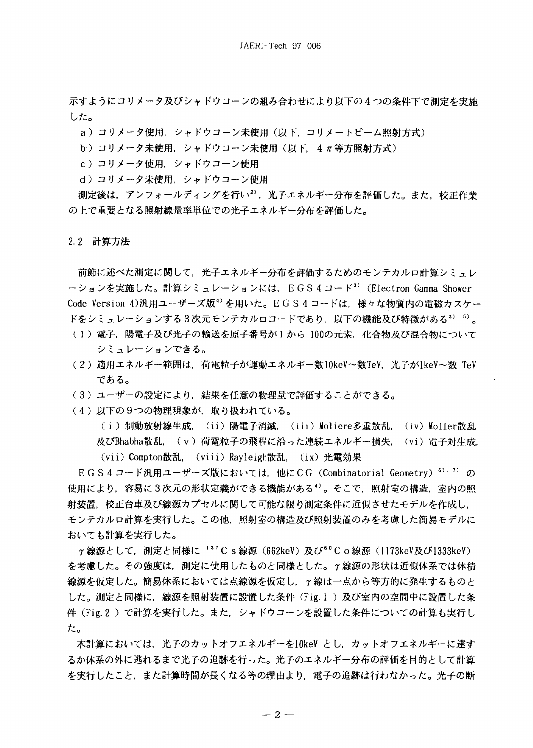示すようにコリメータ及びシャドウコーンの組み合わせにより以下の４つの条件下で測定を実施した。

ａ）コリメータ使用，シャドウコーン未使用（以下，コリメートビーム照射方式）

ｂ）コリメータ未使用，シャドウコーン未使用（以下，４π等方照射方式）

ｃ）コリメータ使用，シャドウコーン使用

ｄ）コリメータ未使用，シャドウコーン使用

測定後は，アンフォールディングを行い[2]，光子エネルギー分布を評価した。また，校正作業の上で重要となる照射線量率単位での光子エネルギー分布を評価した。

## 2.2 計算方法

前節に述べた測定に関して，光子エネルギー分布を評価するためのモンテカルロ計算シミュレーションを実施した。計算シミュレーションには，ＥＧＳ４コード[3]（Electron Gamma Shower Code Version 4)汎用ユーザーズ版[4]を用いた。ＥＧＳ４コードは，様々な物質内の電磁カスケードをシミュレーションする３次元モンテカルロコードであり，以下の機能及び特徴がある[3),5]。

（１）電子，陽電子及び光子の輸送を原子番号が１から 100の元素，化合物及び混合物についてシミュレーションできる。

（２）適用エネルギー範囲は，荷電粒子が運動エネルギー数10keV～数TeV，光子が1keV～数 TeVである。

（３）ユーザーの設定により，結果を任意の物理量で評価することができる。

（４）以下の９つの物理現象が，取り扱われている。

（ i ）制動放射線生成，（ii）陽電子消滅，（iii）Moliere多重散乱，（iv）Moller散乱及びBhabha散乱，（ v ）荷電粒子の飛程に沿った連続エネルギー損失，（vi）電子対生成，（vii）Compton散乱，（viii）Rayleigh散乱，（ix）光電効果

ＥＧＳ４コード汎用ユーザーズ版においては，他にＣＧ（Combinatorial Geometry）[6),7] の使用により，容易に３次元の形状定義ができる機能がある[4]。そこで，照射室の構造，室内の照射装置，校正台車及び線源カプセルに関して可能な限り測定条件に近似させたモデルを作成し，モンテカルロ計算を実行した。この他，照射室の構造及び照射装置のみを考慮した簡易モデルにおいても計算を実行した。

γ線源として，測定と同様に $^{137}$Ｃｓ線源（662keV）及び$^{60}$Ｃｏ線源（1173keV及び1333keV）を考慮した。その強度は，測定に使用したものと同様とした。γ線源の形状は近似体系では体積線源を仮定した。簡易体系においては点線源を仮定し，γ線は一点から等方的に発生するものとした。測定と同様に，線源を照射装置に設置した条件（Fig.１）及び室内の空間中に設置した条件（Fig.２）で計算を実行した。また，シャドウコーンを設置した条件についての計算も実行した。

本計算においては，光子のカットオフエネルギーを10keV とし，カットオフエネルギーに達するか体系の外に逃れるまで光子の追跡を行った。光子のエネルギー分布の評価を目的として計算を実行したこと，また計算時間が長くなる等の理由より，電子の追跡は行わなかった。光子の断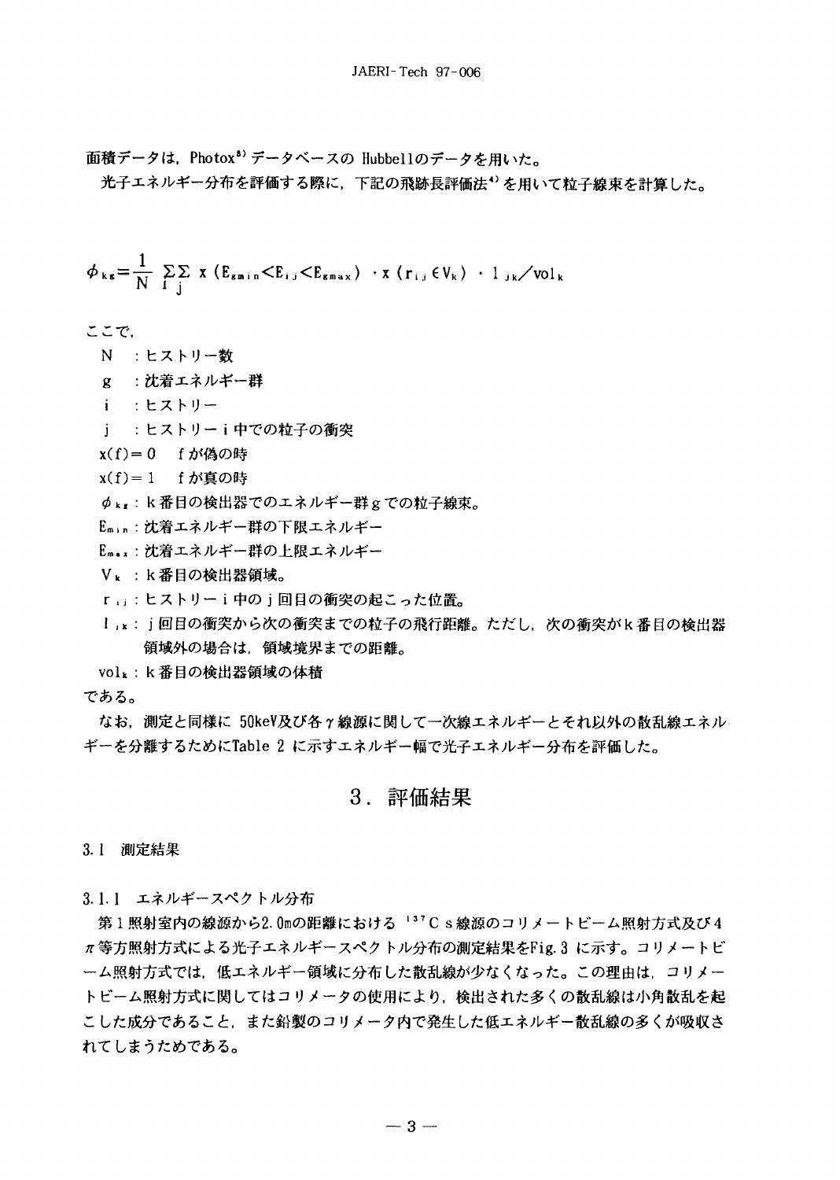面積データは，Photox[8] データベースの Hubbellのデータを用いた。

光子エネルギー分布を評価する際に，下記の飛跡長評価法[4] を用いて粒子線束を計算した。

$$\phi_{kg}=\frac{1}{N}\sum_{i}\sum_{j} x\,(E_{gmin}<E_{ij}<E_{gmax})\cdot x\,(r_{ij}\in V_k)\cdot l_{jk}/vol_k$$

ここで，

- N　：ヒストリー数
- g　：沈着エネルギー群
- i　：ヒストリー
- j　：ヒストリー i 中での粒子の衝突
- $x(f)=0$　f が偽の時
- $x(f)=1$　f が真の時
- $\phi_{kg}$：k 番目の検出器でのエネルギー群 g での粒子線束。
- $E_{min}$：沈着エネルギー群の下限エネルギー
- $E_{max}$：沈着エネルギー群の上限エネルギー
- $V_k$　：k 番目の検出器領域。
- $r_{ij}$：ヒストリー i 中の j 回目の衝突の起こった位置。
- $l_{jk}$：j 回目の衝突から次の衝突までの粒子の飛行距離。ただし，次の衝突が k 番目の検出器領域外の場合は，領域境界までの距離。
- $vol_k$：k 番目の検出器領域の体積

である。

なお，測定と同様に 50keV及び各γ線源に関して一次線エネルギーとそれ以外の散乱線エネルギーを分離するためにTable 2 に示すエネルギー幅で光子エネルギー分布を評価した。

# 3．評価結果

## 3.1 測定結果

### 3.1.1 エネルギースペクトル分布

第 1 照射室内の線源から2.0mの距離における $^{137}Cs$ 線源のコリメートビーム照射方式及び4π等方照射方式による光子エネルギースペクトル分布の測定結果をFig. 3 に示す。コリメートビーム照射方式では，低エネルギー領域に分布した散乱線が少なくなった。この理由は，コリメートビーム照射方式に関してはコリメータの使用により，検出された多くの散乱線は小角散乱を起こした成分であること，また鉛製のコリメータ内で発生した低エネルギー散乱線の多くが吸収されてしまうためである。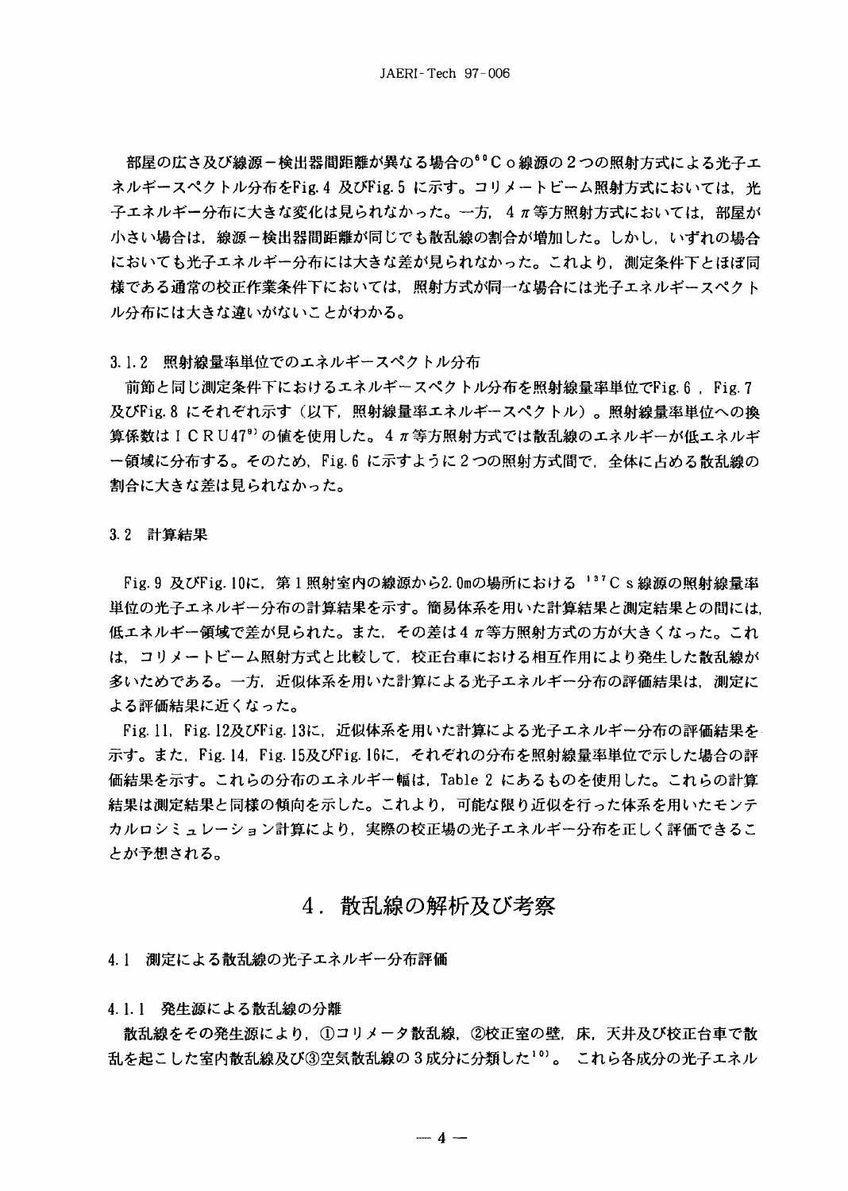部屋の広さ及び線源－検出器間距離が異なる場合の$^{60}$Ｃｏ線源の２つの照射方式による光子エネルギースペクトル分布をFig.4 及びFig.5 に示す。コリメートビーム照射方式においては，光子エネルギー分布に大きな変化は見られなかった。一方，４π等方照射方式においては，部屋が小さい場合は，線源－検出器間距離が同じでも散乱線の割合が増加した。しかし，いずれの場合においても光子エネルギー分布には大きな差が見られなかった。これより，測定条件下とほぼ同様である通常の校正作業条件下においては，照射方式が同一な場合には光子エネルギースペクトル分布には大きな違いがないことがわかる。

### 3.1.2 照射線量率単位でのエネルギースペクトル分布

前節と同じ測定条件下におけるエネルギースペクトル分布を照射線量率単位でFig.6，Fig.7 及びFig.8 にそれぞれ示す（以下，照射線量率エネルギースペクトル）。照射線量率単位への換算係数はＩＣＲＵ47[9]の値を使用した。４π等方照射方式では散乱線のエネルギーが低エネルギー領域に分布する。そのため，Fig.6 に示すように２つの照射方式間で，全体に占める散乱線の割合に大きな差は見られなかった。

## 3.2 計算結果

Fig.9 及びFig.10に，第１照射室内の線源から2.0mの場所における $^{137}$Ｃｓ線源の照射線量率単位の光子エネルギー分布の計算結果を示す。簡易体系を用いた計算結果と測定結果との間には，低エネルギー領域で差が見られた。また，その差は４π等方照射方式の方が大きくなった。これは，コリメートビーム照射方式と比較して，校正台車における相互作用により発生した散乱線が多いためである。一方，近似体系を用いた計算による光子エネルギー分布の評価結果は，測定による評価結果に近くなった。

Fig.11，Fig.12及びFig.13に，近似体系を用いた計算による光子エネルギー分布の評価結果を示す。また，Fig.14，Fig.15及びFig.16に，それぞれの分布を照射線量率単位で示した場合の評価結果を示す。これらの分布のエネルギー幅は，Table 2 にあるものを使用した。これらの計算結果は測定結果と同様の傾向を示した。これより，可能な限り近似を行った体系を用いたモンテカルロシミュレーション計算により，実際の校正場の光子エネルギー分布を正しく評価できることが予想される。

# 4．散乱線の解析及び考察

## 4.1 測定による散乱線の光子エネルギー分布評価

### 4.1.1 発生源による散乱線の分離

散乱線をその発生源により，①コリメータ散乱線，②校正室の壁，床，天井及び校正台車で散乱を起こした室内散乱線及び③空気散乱線の３成分に分類した[10]。 これら各成分の光子エネル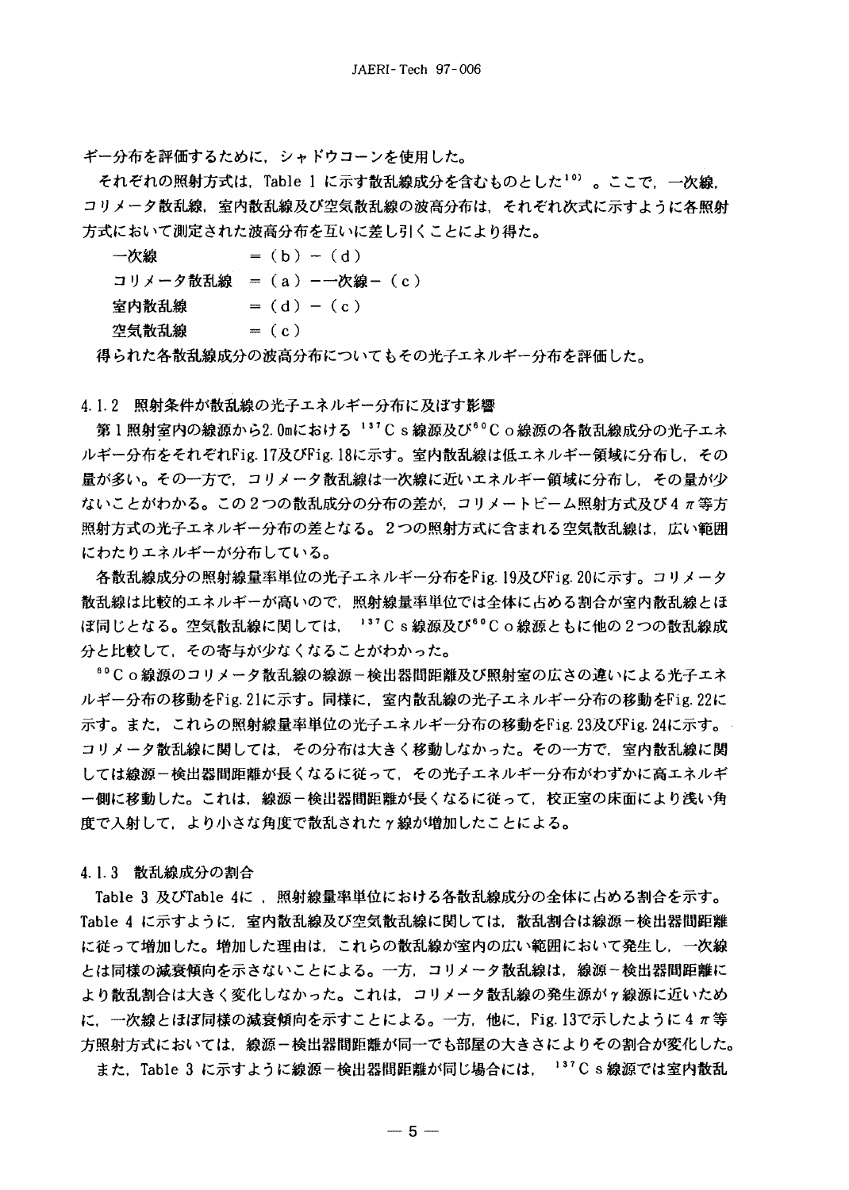ギー分布を評価するために，シャドウコーンを使用した。

それぞれの照射方式は，Table 1 に示す散乱線成分を含むものとした[10]。ここで，一次線，コリメータ散乱線，室内散乱線及び空気散乱線の波高分布は，それぞれ次式に示すように各照射方式において測定された波高分布を互いに差し引くことにより得た。

一次線　　　　　＝（b）－（d）
コリメータ散乱線　＝（a）－一次線－（c）
室内散乱線　　　＝（d）－（c）
空気散乱線　　　＝（c）

得られた各散乱線成分の波高分布についてもその光子エネルギー分布を評価した。

### 4.1.2　照射条件が散乱線の光子エネルギー分布に及ぼす影響

第1照射室内の線源から2.0mにおける $^{137}$Cs線源及び$^{60}$Co線源の各散乱線成分の光子エネルギー分布をそれぞれFig. 17及びFig. 18に示す。室内散乱線は低エネルギー領域に分布し，その量が多い。その一方で，コリメータ散乱線は一次線に近いエネルギー領域に分布し，その量が少ないことがわかる。この2つの散乱成分の分布の差が，コリメートビーム照射方式及び4π等方照射方式の光子エネルギー分布の差となる。2つの照射方式に含まれる空気散乱線は，広い範囲にわたりエネルギーが分布している。

各散乱線成分の照射線量率単位の光子エネルギー分布をFig. 19及びFig. 20に示す。コリメータ散乱線は比較的エネルギーが高いので，照射線量率単位では全体に占める割合が室内散乱線とほぼ同じとなる。空気散乱線に関しては，$^{137}$Cs線源及び$^{60}$Co線源ともに他の2つの散乱線成分と比較して，その寄与が少なくなることがわかった。

$^{60}$Co線源のコリメータ散乱線の線源－検出器間距離及び照射室の広さの違いによる光子エネルギー分布の移動をFig. 21に示す。同様に，室内散乱線の光子エネルギー分布の移動をFig. 22に示す。また，これらの照射線量率単位の光子エネルギー分布の移動をFig. 23及びFig. 24に示す。コリメータ散乱線に関しては，その分布は大きく移動しなかった。その一方で，室内散乱線に関しては線源－検出器間距離が長くなるに従って，その光子エネルギー分布がわずかに高エネルギー側に移動した。これは，線源－検出器間距離が長くなるに従って，校正室の床面により浅い角度で入射して，より小さな角度で散乱された$\gamma$線が増加したことによる。

### 4.1.3　散乱線成分の割合

Table 3 及びTable 4に，照射線量率単位における各散乱線成分の全体に占める割合を示す。Table 4 に示すように，室内散乱線及び空気散乱線に関しては，散乱割合は線源－検出器間距離に従って増加した。増加した理由は，これらの散乱線が室内の広い範囲において発生し，一次線とは同様の減衰傾向を示さないことによる。一方，コリメータ散乱線は，線源－検出器間距離により散乱割合は大きく変化しなかった。これは，コリメータ散乱線の発生源が$\gamma$線源に近いために，一次線とほぼ同様の減衰傾向を示すことによる。一方，他に，Fig. 13で示したように4π等方照射方式においては，線源－検出器間距離が同一でも部屋の大きさによりその割合が変化した。

また，Table 3 に示すように線源－検出器間距離が同じ場合には，$^{137}$Cs線源では室内散乱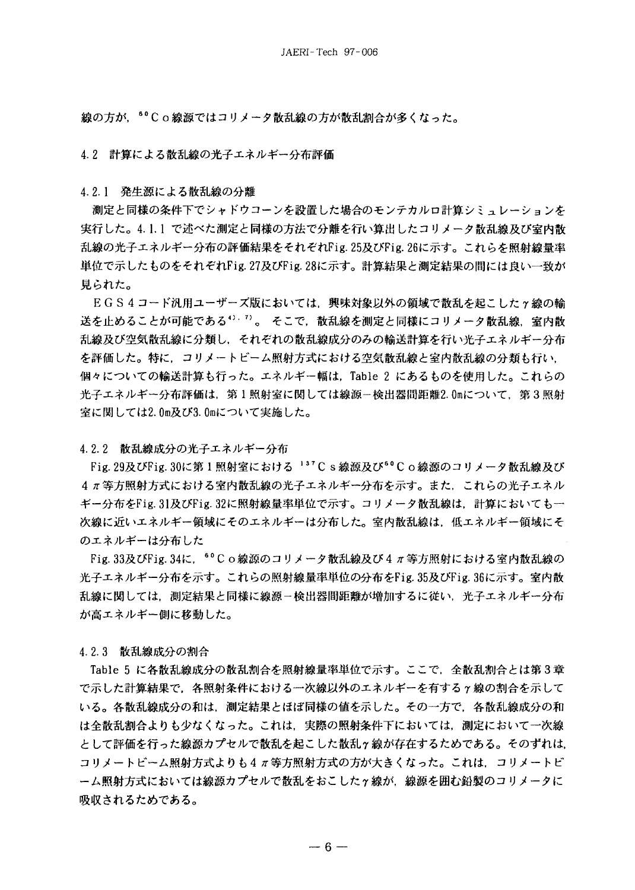線の方が，$^{60}$Co線源ではコリメータ散乱線の方が散乱割合が多くなった。

## 4.2 計算による散乱線の光子エネルギー分布評価

### 4.2.1 発生源による散乱線の分離

測定と同様の条件下でシャドウコーンを設置した場合のモンテカルロ計算シミュレーションを実行した。4.1.1 で述べた測定と同様の方法で分離を行い算出したコリメータ散乱線及び室内散乱線の光子エネルギー分布の評価結果をそれぞれFig. 25及びFig. 26に示す。これらを照射線量率単位で示したものをそれぞれFig. 27及びFig. 28に示す。計算結果と測定結果の間には良い一致が見られた。

EGS4コード汎用ユーザーズ版においては，興味対象以外の領域で散乱を起こしたγ線の輸送を止めることが可能である[4),7)]。そこで，散乱線を測定と同様にコリメータ散乱線，室内散乱線及び空気散乱線に分類し，それぞれの散乱線成分のみの輸送計算を行い光子エネルギー分布を評価した。特に，コリメートビーム照射方式における空気散乱線と室内散乱線の分類も行い，個々についての輸送計算も行った。エネルギー幅は，Table 2 にあるものを使用した。これらの光子エネルギー分布評価は，第1照射室に関しては線源－検出器間距離2.0mについて，第3照射室に関しては2.0m及び3.0mについて実施した。

### 4.2.2 散乱線成分の光子エネルギー分布

Fig. 29及びFig. 30に第1照射室における $^{137}$Cs線源及び$^{60}$Co線源のコリメータ散乱線及び4π等方照射方式における室内散乱線の光子エネルギー分布を示す。また，これらの光子エネルギー分布をFig. 31及びFig. 32に照射線量率単位で示す。コリメータ散乱線は，計算においても一次線に近いエネルギー領域にそのエネルギーは分布した。室内散乱線は，低エネルギー領域にそのエネルギーは分布した

Fig. 33及びFig. 34に，$^{60}$Co線源のコリメータ散乱線及び4π等方照射における室内散乱線の光子エネルギー分布を示す。これらの照射線量率単位の分布をFig. 35及びFig. 36に示す。室内散乱線に関しては，測定結果と同様に線源－検出器間距離が増加するに従い，光子エネルギー分布が高エネルギー側に移動した。

### 4.2.3 散乱線成分の割合

Table 5 に各散乱線成分の散乱割合を照射線量率単位で示す。ここで，全散乱割合とは第3章で示した計算結果で，各照射条件における一次線以外のエネルギーを有するγ線の割合を示している。各散乱線成分の和は，測定結果とほぼ同様の値を示した。その一方で，各散乱線成分の和は全散乱割合よりも少なくなった。これは，実際の照射条件下においては，測定において一次線として評価を行った線源カプセルで散乱を起こした散乱γ線が存在するためである。そのずれは，コリメートビーム照射方式よりも4π等方照射方式の方が大きくなった。これは，コリメートビーム照射方式においては線源カプセルで散乱をおこしたγ線が，線源を囲む鉛製のコリメータに吸収されるためである。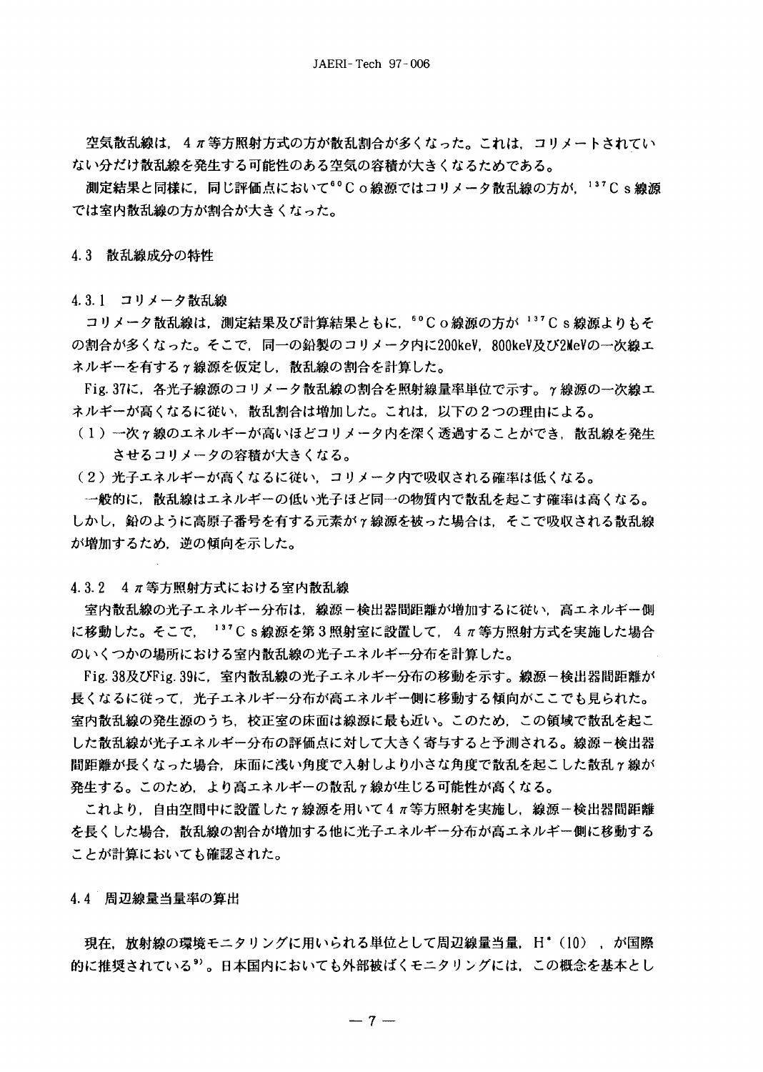空気散乱線は，4πで等方照射方式の方が散乱割合が多くなった。これは，コリメートされていない分だけ散乱線を発生する可能性のある空気の容積が大きくなるためである。

測定結果と同様に，同じ評価点において$^{60}$Co線源ではコリメータ散乱線の方が，$^{137}$Cs線源では室内散乱線の方が割合が大きくなった。

## 4.3 散乱線成分の特性

### 4.3.1 コリメータ散乱線

コリメータ散乱線は，測定結果及び計算結果ともに，$^{60}$Co線源の方が$^{137}$Cs線源よりもその割合が多くなった。そこで，同一の鉛製のコリメータ内に200keV，800keV及び2MeVの一次線エネルギーを有するγ線源を仮定し，散乱線の割合を計算した。

Fig. 37に，各光子線源のコリメータ散乱線の割合を照射線量率単位で示す。γ線源の一次線エネルギーが高くなるに従い，散乱割合は増加した。これは，以下の２つの理由による。

（１）一次γ線のエネルギーが高いほどコリメータ内を深く透過することができ，散乱線を発生させるコリメータの容積が大きくなる。

（２）光子エネルギーが高くなるに従い，コリメータ内で吸収される確率は低くなる。

一般的に，散乱線はエネルギーの低い光子ほど同一の物質内で散乱を起こす確率は高くなる。しかし，鉛のように高原子番号を有する元素がγ線源を被った場合は，そこで吸収される散乱線が増加するため，逆の傾向を示した。

### 4.3.2 4π等方照射方式における室内散乱線

室内散乱線の光子エネルギー分布は，線源－検出器間距離が増加するに従い，高エネルギー側に移動した。そこで，$^{137}$Cs線源を第３照射室に設置して，4π等方照射方式を実施した場合のいくつかの場所における室内散乱線の光子エネルギー分布を計算した。

Fig. 38及びFig. 39に，室内散乱線の光子エネルギー分布の移動を示す。線源－検出器間距離が長くなるに従って，光子エネルギー分布が高エネルギー側に移動する傾向がここでも見られた。室内散乱線の発生源のうち，校正室の床面は線源に最も近い。このため，この領域で散乱を起こした散乱線が光子エネルギー分布の評価点に対して大きく寄与すると予測される。線源－検出器間距離が長くなった場合，床面に浅い角度で入射しより小さな角度で散乱を起こした散乱γ線が発生する。このため，より高エネルギーの散乱γ線が生じる可能性が高くなる。

これより，自由空間中に設置したγ線源を用いて4π等方照射を実施し，線源－検出器間距離を長くした場合，散乱線の割合が増加する他に光子エネルギー分布が高エネルギー側に移動することが計算においても確認された。

## 4.4 周辺線量当量率の算出

現在，放射線の環境モニタリングに用いられる単位として周辺線量当量，$H^{*}(10)$，が国際的に推奨されている[9]。日本国内においても外部被ばくモニタリングには，この概念を基本とし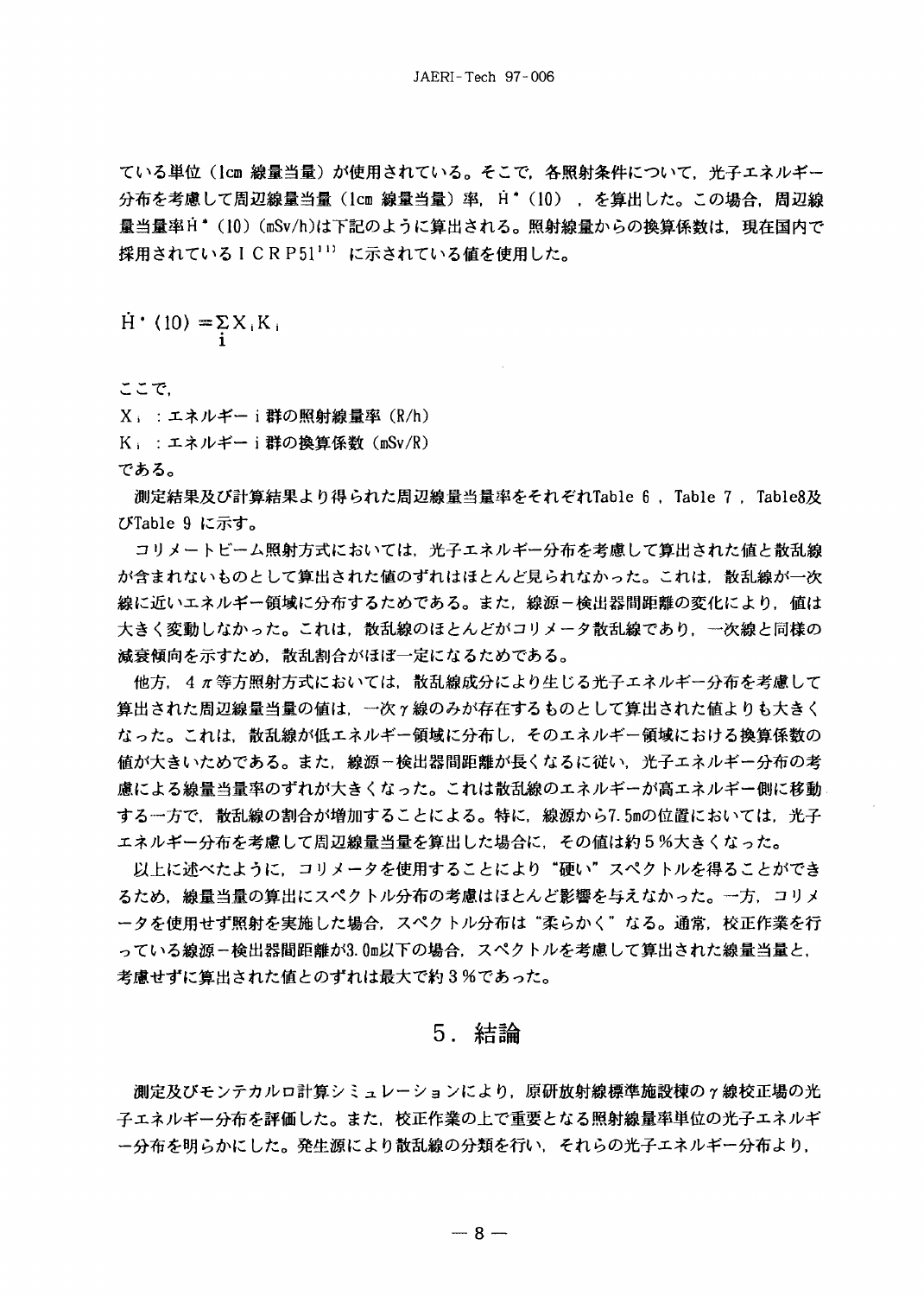ている単位（1cm 線量当量）が使用されている。そこで，各照射条件について，光子エネルギー分布を考慮して周辺線量当量（1cm 線量当量）率，$\dot{H}^*(10)$，を算出した。この場合，周辺線量当量率$\dot{H}^*(10)$ (mSv/h)は下記のように算出される。照射線量からの換算係数は，現在国内で採用されているＩＣＲＰ51[11] に示されている値を使用した。

$$\dot{H}^*(10) = \sum_{i} X_i K_i$$

ここで，

$X_i$ ：エネルギー i 群の照射線量率（R/h）

$K_i$ ：エネルギー i 群の換算係数（mSv/R）

である。

測定結果及び計算結果より得られた周辺線量当量率をそれぞれTable 6，Table 7，Table8及びTable 9 に示す。

コリメートビーム照射方式においては，光子エネルギー分布を考慮して算出された値と散乱線が含まれないものとして算出された値のずれはほとんど見られなかった。これは，散乱線が一次線に近いエネルギー領域に分布するためである。また，線源－検出器間距離の変化により，値は大きく変動しなかった。これは，散乱線のほとんどがコリメータ散乱線であり，一次線と同様の減衰傾向を示すため，散乱割合がほぼ一定になるためである。

他方，4π等方照射方式においては，散乱線成分により生じる光子エネルギー分布を考慮して算出された周辺線量当量の値は，一次γ線のみが存在するものとして算出された値よりも大きくなった。これは，散乱線が低エネルギー領域に分布し，そのエネルギー領域における換算係数の値が大きいためである。また，線源－検出器間距離が長くなるに従い，光子エネルギー分布の考慮による線量当量率のずれが大きくなった。これは散乱線のエネルギーが高エネルギー側に移動する一方で，散乱線の割合が増加することによる。特に，線源から7.5mの位置においては，光子エネルギー分布を考慮して周辺線量当量を算出した場合に，その値は約５％大きくなった。

以上に述べたように，コリメータを使用することにより“硬い”スペクトルを得ることができるため，線量当量の算出にスペクトル分布の考慮はほとんど影響を与えなかった。一方，コリメータを使用せず照射を実施した場合，スペクトル分布は“柔らかく”なる。通常，校正作業を行っている線源－検出器間距離が3.0m以下の場合，スペクトルを考慮して算出された線量当量と，考慮せずに算出された値とのずれは最大で約３％であった。

# ５．結論

測定及びモンテカルロ計算シミュレーションにより，原研放射線標準施設棟のγ線校正場の光子エネルギー分布を評価した。また，校正作業の上で重要となる照射線量率単位の光子エネルギー分布を明らかにした。発生源により散乱線の分類を行い，それらの光子エネルギー分布より，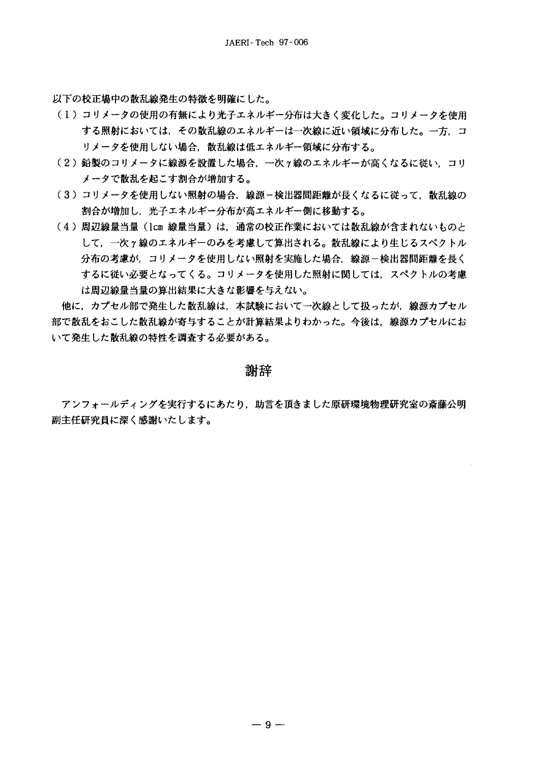以下の校正場中の散乱線発生の特徴を明確にした。

（1）コリメータの使用の有無により光子エネルギー分布は大きく変化した。コリメータを使用する照射においては，その散乱線のエネルギーは一次線に近い領域に分布した。一方，コリメータを使用しない場合，散乱線は低エネルギー領域に分布する。

（2）鉛製のコリメータに線源を設置した場合，一次γ線のエネルギーが高くなるに従い，コリメータで散乱を起こす割合が増加する。

（3）コリメータを使用しない照射の場合，線源－検出器間距離が長くなるに従って，散乱線の割合が増加し，光子エネルギー分布が高エネルギー側に移動する。

（4）周辺線量当量（1cm 線量当量）は，通常の校正作業においては散乱線が含まれないものとして，一次γ線のエネルギーのみを考慮して算出される。散乱線により生じるスペクトル分布の考慮が，コリメータを使用しない照射を実施した場合，線源－検出器間距離を長くするに従い必要となってくる。コリメータを使用した照射に関しては，スペクトルの考慮は周辺線量当量の算出結果に大きな影響を与えない。

他に，カプセル部で発生した散乱線は，本試験において一次線として扱ったが，線源カプセル部で散乱をおこした散乱線が寄与することが計算結果よりわかった。今後は，線源カプセルにおいて発生した散乱線の特性を調査する必要がある。

## 謝辞

アンフォールディングを実行するにあたり，助言を頂きました原研環境物理研究室の斎藤公明副主任研究員に深く感謝いたします。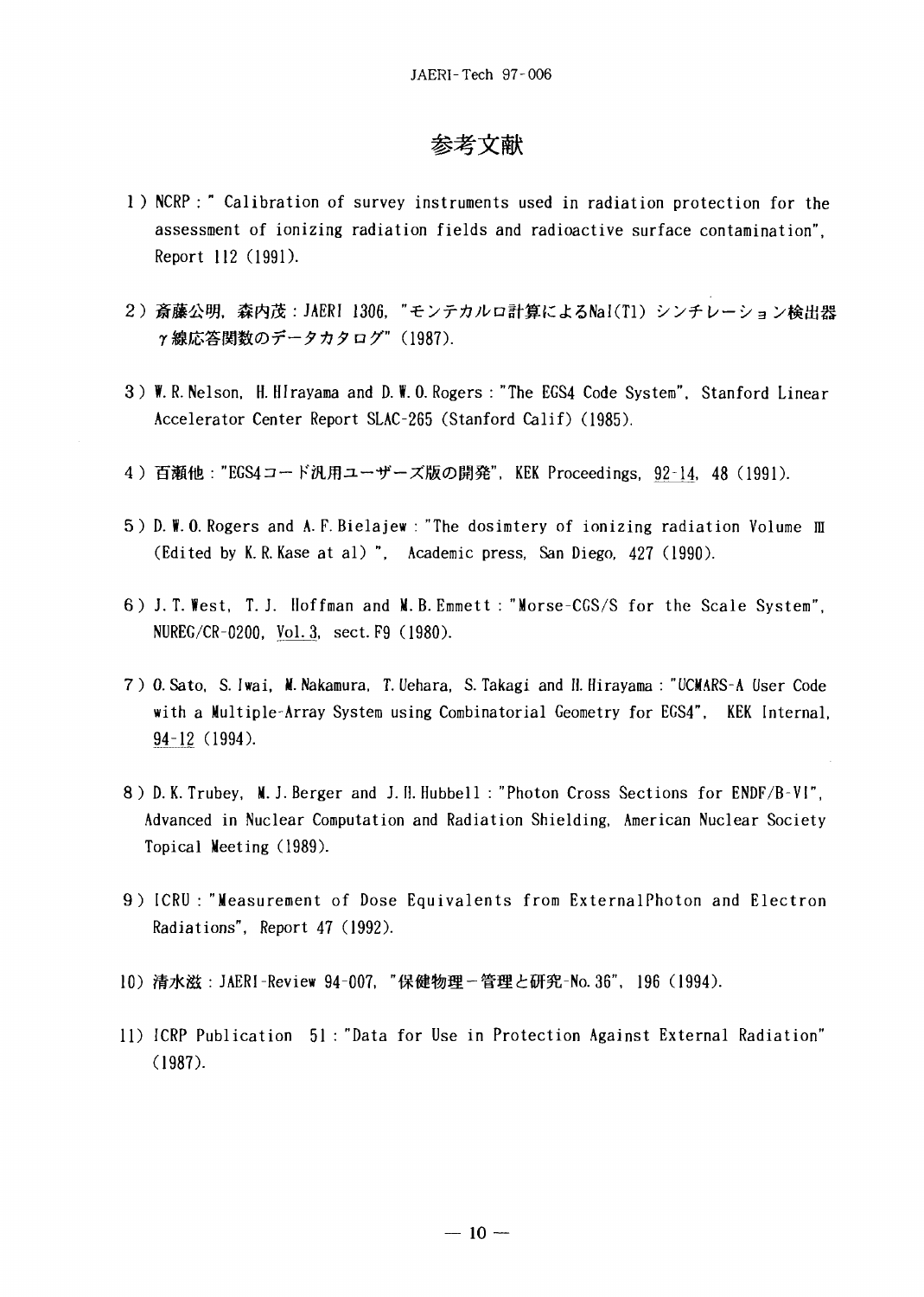# 参考文献

1) NCRP : " Calibration of survey instruments used in radiation protection for the assessment of ionizing radiation fields and radioactive surface contamination", Report 112 (1991).

2) 斎藤公明, 森内茂 : JAERI 1306, "モンテカルロ計算によるNaI(Tl) シンチレーション検出器γ線応答関数のデータカタログ" (1987).

3) W. R. Nelson, H. HIrayama and D. W. O. Rogers : "The EGS4 Code System", Stanford Linear Accelerator Center Report SLAC-265 (Stanford Calif) (1985).

4) 百瀬他 : "EGS4コード汎用ユーザーズ版の開発", KEK Proceedings, 92-14, 48 (1991).

5) D. W. O. Rogers and A. F. Bielajew : "The dosimtery of ionizing radiation Volume Ⅲ (Edited by K. R. Kase at al) ", Academic press, San Diego, 427 (1990).

6) J. T. West, T. J. Hoffman and M. B. Emmett : "Morse-CGS/S for the Scale System", NUREG/CR-0200, Vol. 3, sect. F9 (1980).

7) O. Sato, S. Iwai, M. Nakamura, T. Uehara, S. Takagi and H. Hirayama : "UCMARS-A User Code with a Multiple-Array System using Combinatorial Geometry for EGS4", KEK Internal, 94-12 (1994).

8) D. K. Trubey, M. J. Berger and J. H. Hubbell : "Photon Cross Sections for ENDF/B-VI", Advanced in Nuclear Computation and Radiation Shielding, American Nuclear Society Topical Meeting (1989).

9) ICRU : "Measurement of Dose Equivalents from ExternalPhoton and Electron Radiations", Report 47 (1992).

10) 清水滋 : JAERI-Review 94-007, "保健物理－管理と研究-No. 36", 196 (1994).

11) ICRP Publication 51 : "Data for Use in Protection Against External Radiation" (1987).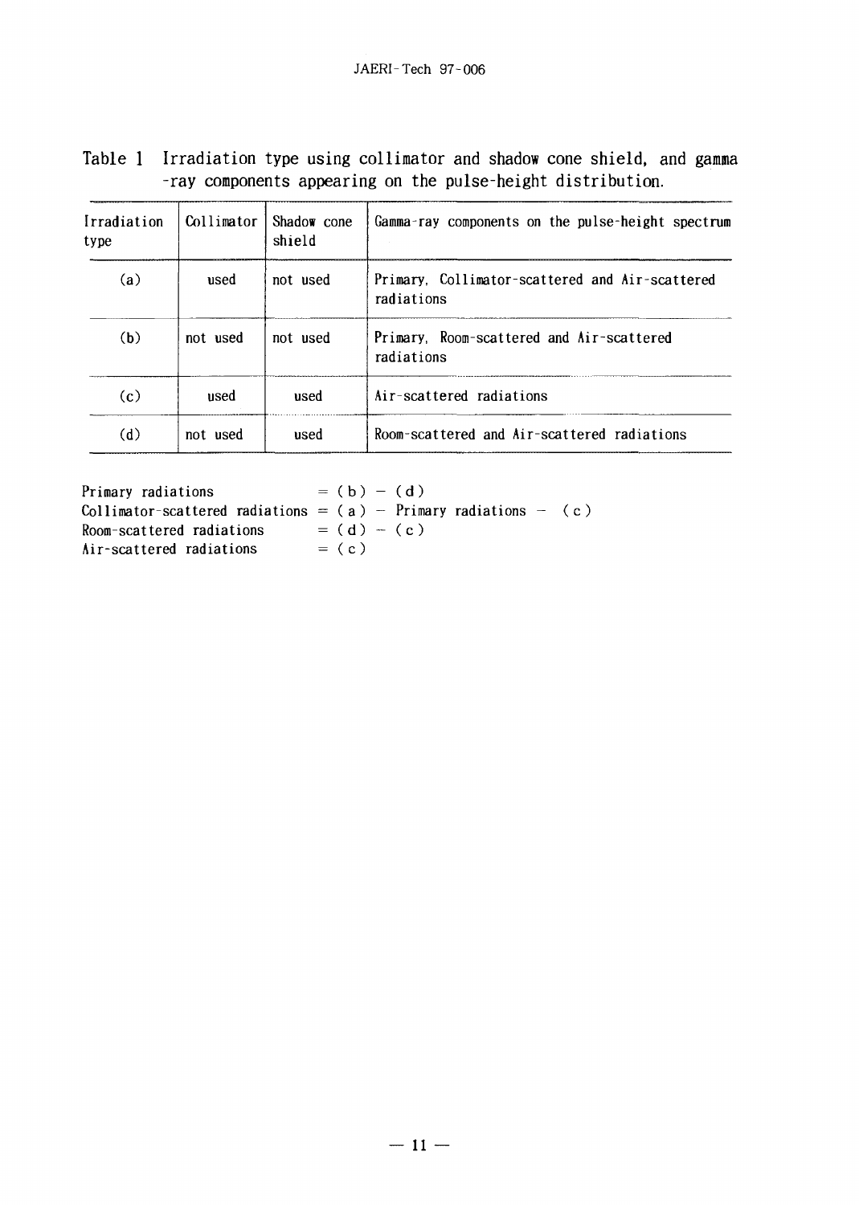Table 1 Irradiation type using collimator and shadow cone shield, and gamma -ray components appearing on the pulse-height distribution.

| Irradiation type | Collimator | Shadow cone shield | Gamma-ray components on the pulse-height spectrum |
|---|---|---|---|
| (a) | used | not used | Primary, Collimator-scattered and Air-scattered radiations |
| (b) | not used | not used | Primary, Room-scattered and Air-scattered radiations |
| (c) | used | used | Air-scattered radiations |
| (d) | not used | used | Room-scattered and Air-scattered radiations |

Primary radiations = (b) − (d)
Collimator-scattered radiations = (a) − Primary radiations − (c)
Room-scattered radiations = (d) − (c)
Air-scattered radiations = (c)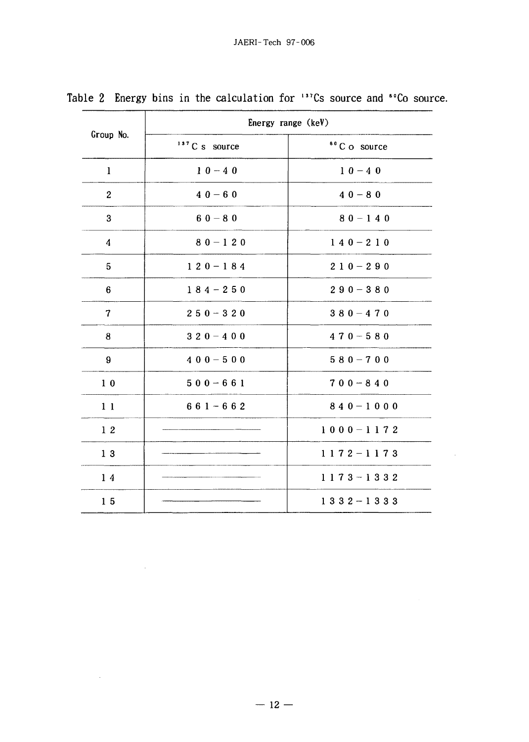Table 2 Energy bins in the calculation for $^{137}Cs$ source and $^{60}Co$ source.

| Group No. | Energy range (keV) | |
|---|---|---|
| | $^{137}Cs$ source | $^{60}Co$ source |
| 1 | 10 − 40 | 10 − 40 |
| 2 | 40 − 60 | 40 − 80 |
| 3 | 60 − 80 | 80 − 140 |
| 4 | 80 − 120 | 140 − 210 |
| 5 | 120 − 184 | 210 − 290 |
| 6 | 184 − 250 | 290 − 380 |
| 7 | 250 − 320 | 380 − 470 |
| 8 | 320 − 400 | 470 − 580 |
| 9 | 400 − 500 | 580 − 700 |
| 10 | 500 − 661 | 700 − 840 |
| 11 | 661 − 662 | 840 − 1000 |
| 12 | ——— | 1000 − 1172 |
| 13 | ——— | 1172 − 1173 |
| 14 | ——— | 1173 − 1332 |
| 15 | ——— | 1332 − 1333 |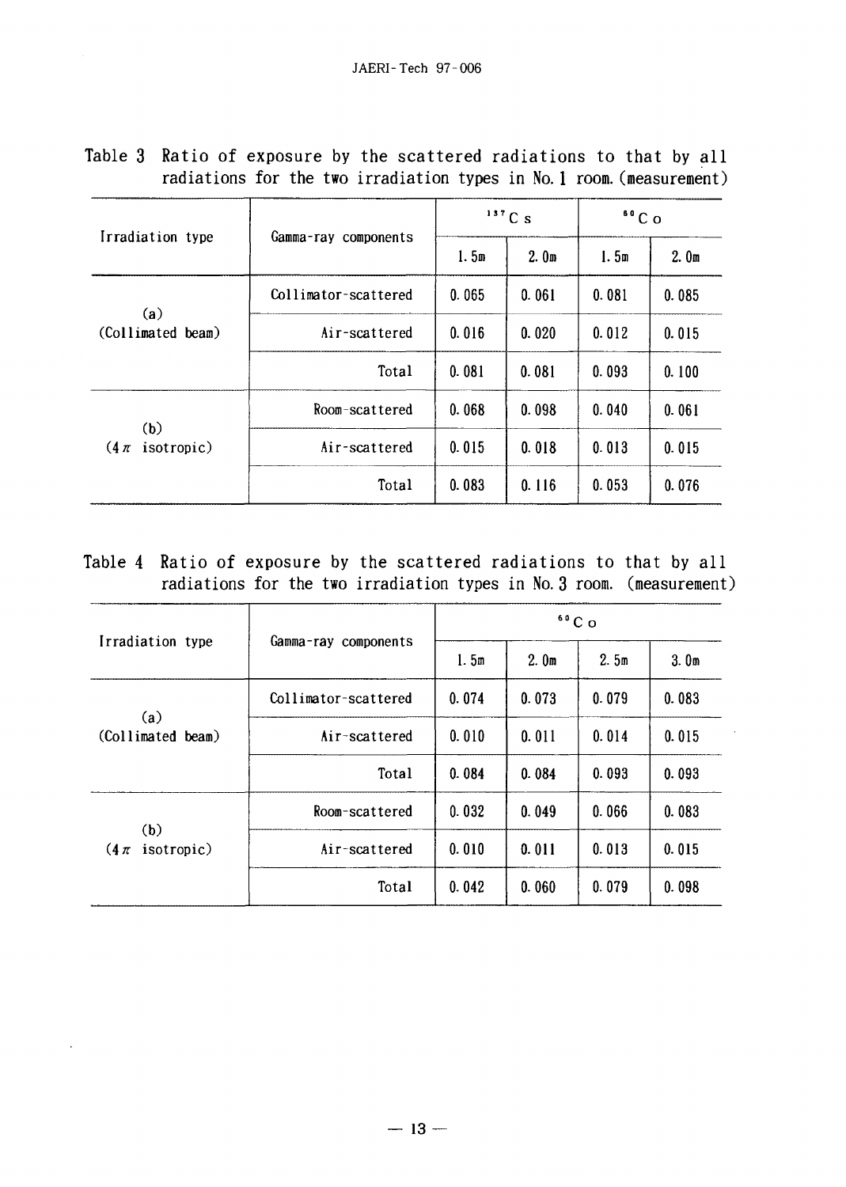Table 3 Ratio of exposure by the scattered radiations to that by all radiations for the two irradiation types in No. 1 room. (measurement)

| Irradiation type | Gamma-ray components | $^{137}Cs$ | | $^{60}Co$ | |
|---|---|---|---|---|---|
| | | 1.5m | 2.0m | 1.5m | 2.0m |
| (a) (Collimated beam) | Collimator-scattered | 0.065 | 0.061 | 0.081 | 0.085 |
| | Air-scattered | 0.016 | 0.020 | 0.012 | 0.015 |
| | Total | 0.081 | 0.081 | 0.093 | 0.100 |
| (b) ($4\pi$ isotropic) | Room-scattered | 0.068 | 0.098 | 0.040 | 0.061 |
| | Air-scattered | 0.015 | 0.018 | 0.013 | 0.015 |
| | Total | 0.083 | 0.116 | 0.053 | 0.076 |

Table 4 Ratio of exposure by the scattered radiations to that by all radiations for the two irradiation types in No. 3 room. (measurement)

| Irradiation type | Gamma-ray components | $^{60}Co$ | | | |
|---|---|---|---|---|---|
| | | 1.5m | 2.0m | 2.5m | 3.0m |
| (a) (Collimated beam) | Collimator-scattered | 0.074 | 0.073 | 0.079 | 0.083 |
| | Air-scattered | 0.010 | 0.011 | 0.014 | 0.015 |
| | Total | 0.084 | 0.084 | 0.093 | 0.093 |
| (b) ($4\pi$ isotropic) | Room-scattered | 0.032 | 0.049 | 0.066 | 0.083 |
| | Air-scattered | 0.010 | 0.011 | 0.013 | 0.015 |
| | Total | 0.042 | 0.060 | 0.079 | 0.098 |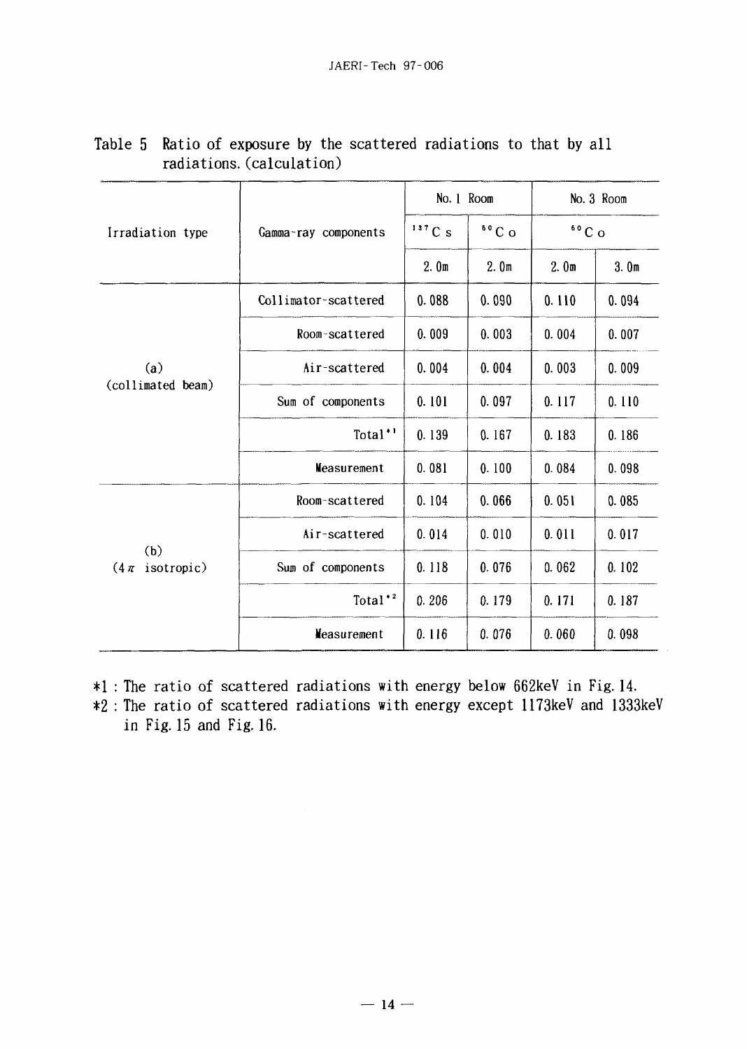Table 5 Ratio of exposure by the scattered radiations to that by all radiations. (calculation)

| Irradiation type | Gamma-ray components | No. 1 Room | | No. 3 Room | |
|---|---|---|---|---|---|
| | | $^{137}Cs$ | $^{60}Co$ | $^{60}Co$ | |
| | | 2.0m | 2.0m | 2.0m | 3.0m |
| (a) (collimated beam) | Collimator-scattered | 0.088 | 0.090 | 0.110 | 0.094 |
| | Room-scattered | 0.009 | 0.003 | 0.004 | 0.007 |
| | Air-scattered | 0.004 | 0.004 | 0.003 | 0.009 |
| | Sum of components | 0.101 | 0.097 | 0.117 | 0.110 |
| | Total*1 | 0.139 | 0.167 | 0.183 | 0.186 |
| | Measurement | 0.081 | 0.100 | 0.084 | 0.098 |
| (b) ($4\pi$ isotropic) | Room-scattered | 0.104 | 0.066 | 0.051 | 0.085 |
| | Air-scattered | 0.014 | 0.010 | 0.011 | 0.017 |
| | Sum of components | 0.118 | 0.076 | 0.062 | 0.102 |
| | Total*2 | 0.206 | 0.179 | 0.171 | 0.187 |
| | Measurement | 0.116 | 0.076 | 0.060 | 0.098 |

*1 : The ratio of scattered radiations with energy below 662keV in Fig. 14.

*2 : The ratio of scattered radiations with energy except 1173keV and 1333keV in Fig. 15 and Fig. 16.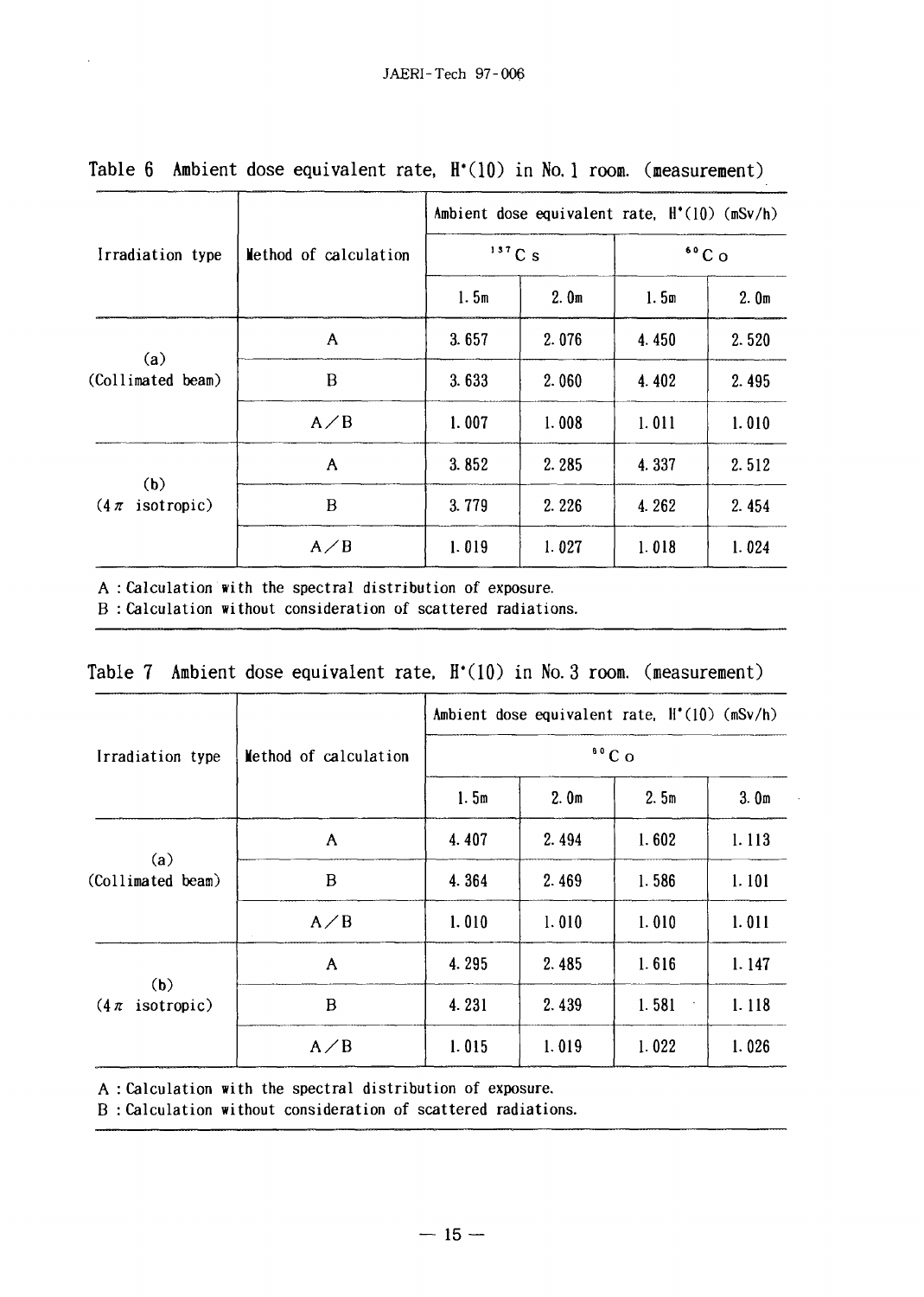Table 6 Ambient dose equivalent rate, $H^{*}(10)$ in No. 1 room. (measurement)

| Irradiation type | Method of calculation | Ambient dose equivalent rate, $H^{*}(10)$ (mSv/h) | | | |
|---|---|---|---|---|---|
| | | $^{137}Cs$ | | $^{60}Co$ | |
| | | 1.5m | 2.0m | 1.5m | 2.0m |
| (a) (Collimated beam) | A | 3.657 | 2.076 | 4.450 | 2.520 |
| | B | 3.633 | 2.060 | 4.402 | 2.495 |
| | A/B | 1.007 | 1.008 | 1.011 | 1.010 |
| (b) ($4\pi$ isotropic) | A | 3.852 | 2.285 | 4.337 | 2.512 |
| | B | 3.779 | 2.226 | 4.262 | 2.454 |
| | A/B | 1.019 | 1.027 | 1.018 | 1.024 |

A : Calculation with the spectral distribution of exposure.
B : Calculation without consideration of scattered radiations.

Table 7 Ambient dose equivalent rate, $H^{*}(10)$ in No. 3 room. (measurement)

| Irradiation type | Method of calculation | Ambient dose equivalent rate, $H^{*}(10)$ (mSv/h) | | | |
|---|---|---|---|---|---|
| | | $^{60}Co$ | | | |
| | | 1.5m | 2.0m | 2.5m | 3.0m |
| (a) (Collimated beam) | A | 4.407 | 2.494 | 1.602 | 1.113 |
| | B | 4.364 | 2.469 | 1.586 | 1.101 |
| | A/B | 1.010 | 1.010 | 1.010 | 1.011 |
| (b) ($4\pi$ isotropic) | A | 4.295 | 2.485 | 1.616 | 1.147 |
| | B | 4.231 | 2.439 | 1.581 | 1.118 |
| | A/B | 1.015 | 1.019 | 1.022 | 1.026 |

A : Calculation with the spectral distribution of exposure.
B : Calculation without consideration of scattered radiations.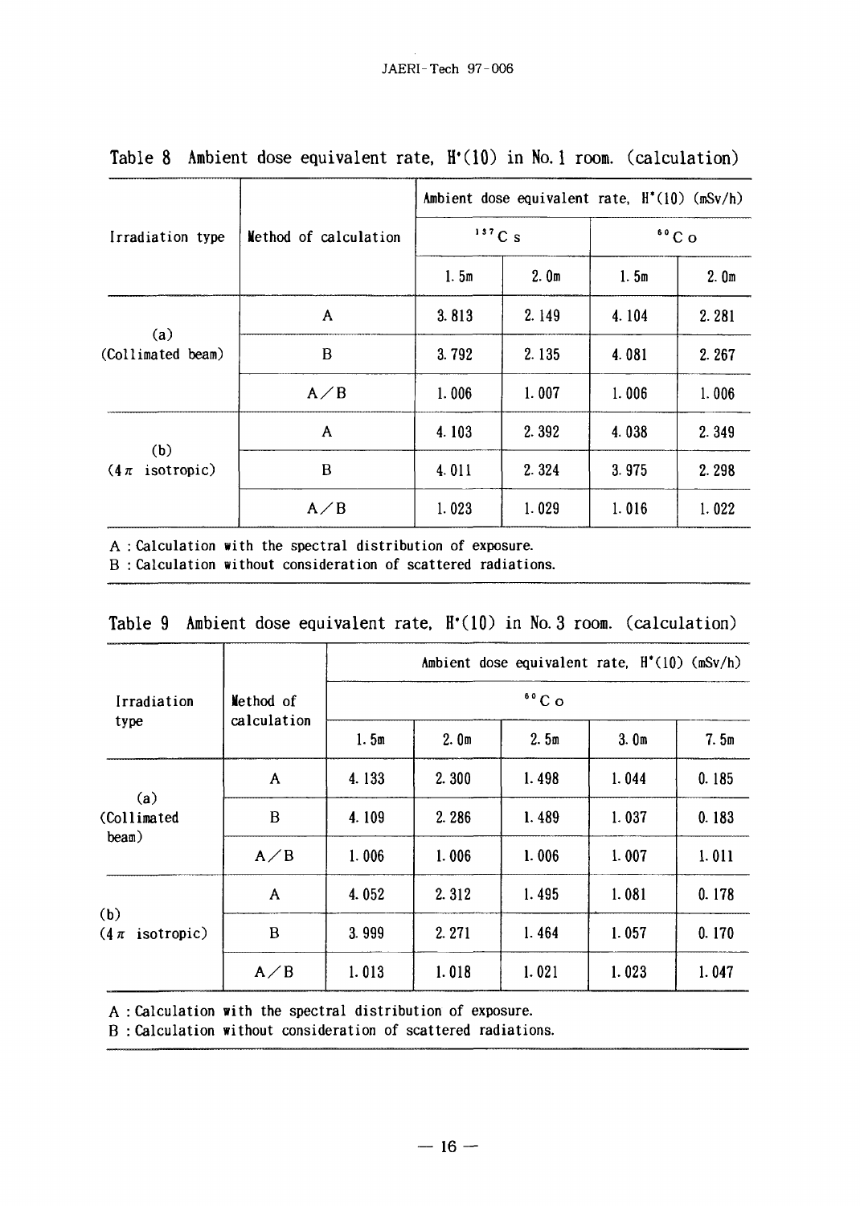Table 8 Ambient dose equivalent rate, $H^*(10)$ in No. 1 room. (calculation)

| Irradiation type | Method of calculation | Ambient dose equivalent rate, $H^*(10)$ (mSv/h) | | | |
|---|---|---|---|---|---|
| | | $^{137}Cs$ | | $^{60}Co$ | |
| | | 1.5m | 2.0m | 1.5m | 2.0m |
| (a) (Collimated beam) | A | 3.813 | 2.149 | 4.104 | 2.281 |
| | B | 3.792 | 2.135 | 4.081 | 2.267 |
| | A／B | 1.006 | 1.007 | 1.006 | 1.006 |
| (b) ($4\pi$ isotropic) | A | 4.103 | 2.392 | 4.038 | 2.349 |
| | B | 4.011 | 2.324 | 3.975 | 2.298 |
| | A／B | 1.023 | 1.029 | 1.016 | 1.022 |

A : Calculation with the spectral distribution of exposure.
B : Calculation without consideration of scattered radiations.

Table 9 Ambient dose equivalent rate, $H^*(10)$ in No. 3 room. (calculation)

| Irradiation type | Method of calculation | Ambient dose equivalent rate, $H^*(10)$ (mSv/h) | | | | |
|---|---|---|---|---|---|---|
| | | $^{60}Co$ | | | | |
| | | 1.5m | 2.0m | 2.5m | 3.0m | 7.5m |
| (a) (Collimated beam) | A | 4.133 | 2.300 | 1.498 | 1.044 | 0.185 |
| | B | 4.109 | 2.286 | 1.489 | 1.037 | 0.183 |
| | A／B | 1.006 | 1.006 | 1.006 | 1.007 | 1.011 |
| (b) ($4\pi$ isotropic) | A | 4.052 | 2.312 | 1.495 | 1.081 | 0.178 |
| | B | 3.999 | 2.271 | 1.464 | 1.057 | 0.170 |
| | A／B | 1.013 | 1.018 | 1.021 | 1.023 | 1.047 |

A : Calculation with the spectral distribution of exposure.
B : Calculation without consideration of scattered radiations.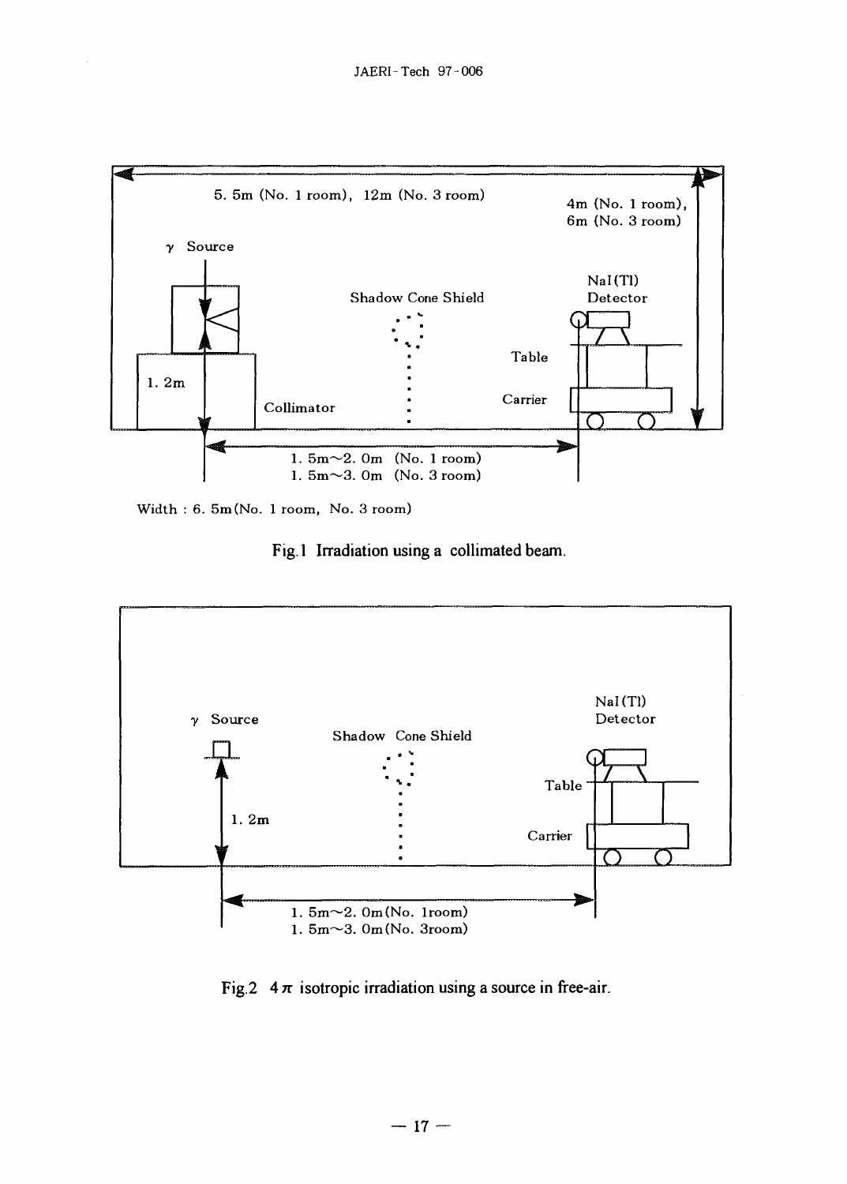5. 5m (No. 1 room), 12m (No. 3 room)

4m (No. 1 room), 6m (No. 3 room)

γ Source

NaI(Tl) Detector

Shadow Cone Shield

Table

1. 2m

Collimator

Carrier

1. 5m〜2. 0m (No. 1 room)
1. 5m〜3. 0m (No. 3 room)

Width : 6. 5m(No. 1 room, No. 3 room)

Fig.1 Irradiation using a collimated beam.

γ Source

NaI(Tl) Detector

Shadow Cone Shield

Table

1. 2m

Carrier

1. 5m〜2. 0m(No. 1room)
1. 5m〜3. 0m(No. 3room)

Fig.2 $4\pi$ isotropic irradiation using a source in free-air.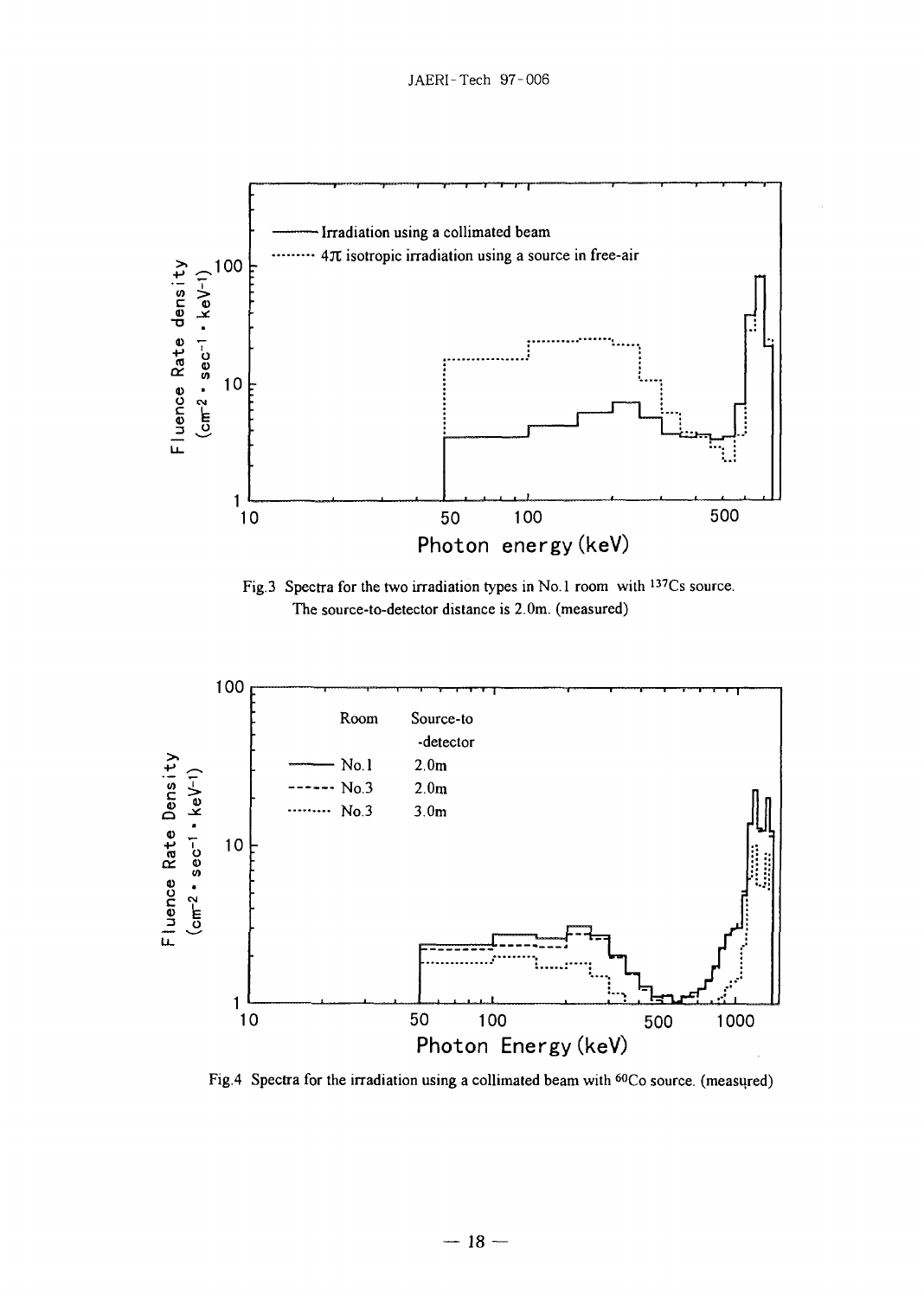Fig.3 Spectra for the two irradiation types in No.1 room with $^{137}Cs$ source. The source-to-detector distance is 2.0m. (measured)

Fig.4 Spectra for the irradiation using a collimated beam with $^{60}Co$ source. (measured)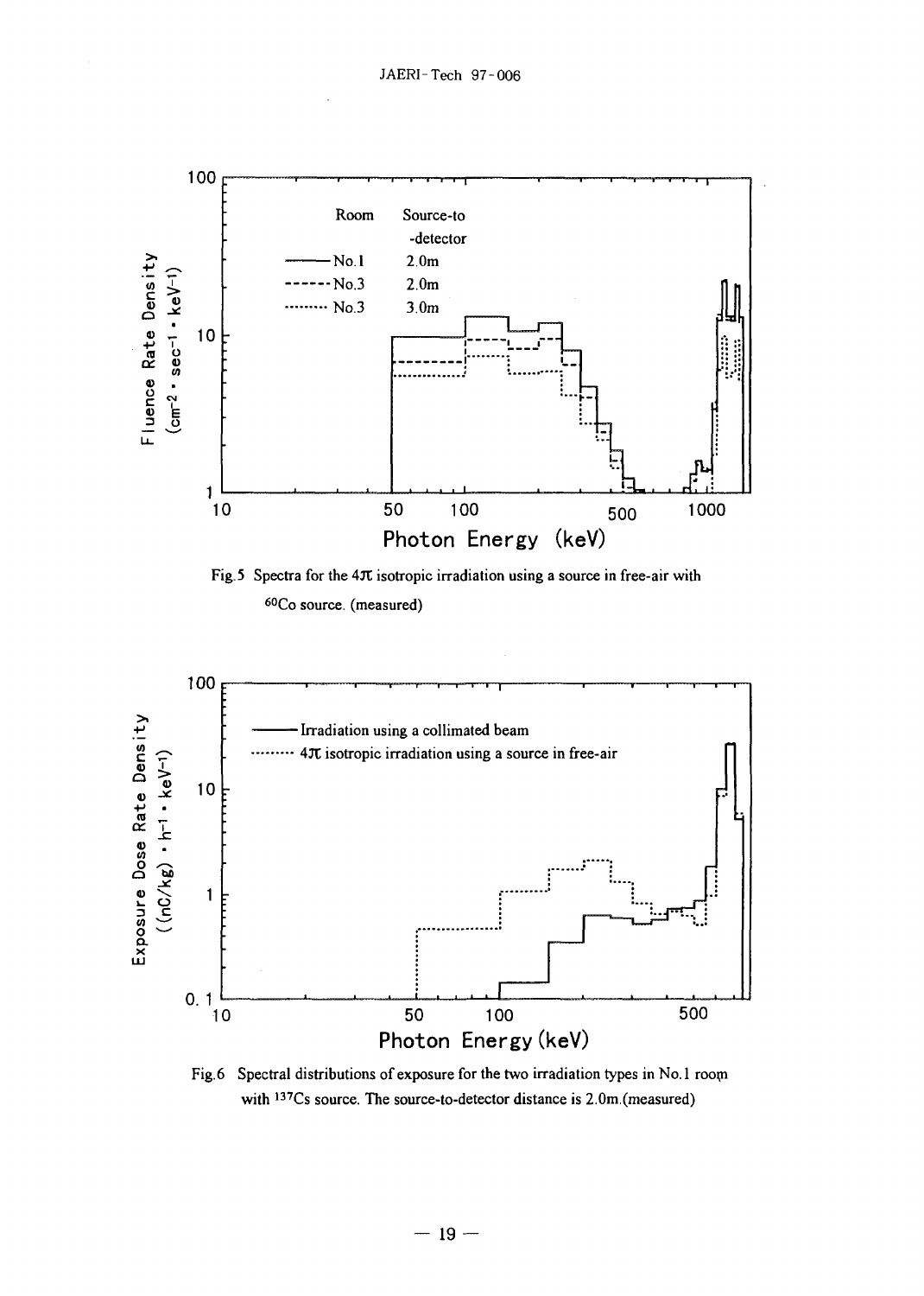Fig.5 Spectra for the 4π isotropic irradiation using a source in free-air with $^{60}$Co source. (measured)

Fig.6 Spectral distributions of exposure for the two irradiation types in No.1 room with $^{137}$Cs source. The source-to-detector distance is 2.0m.(measured)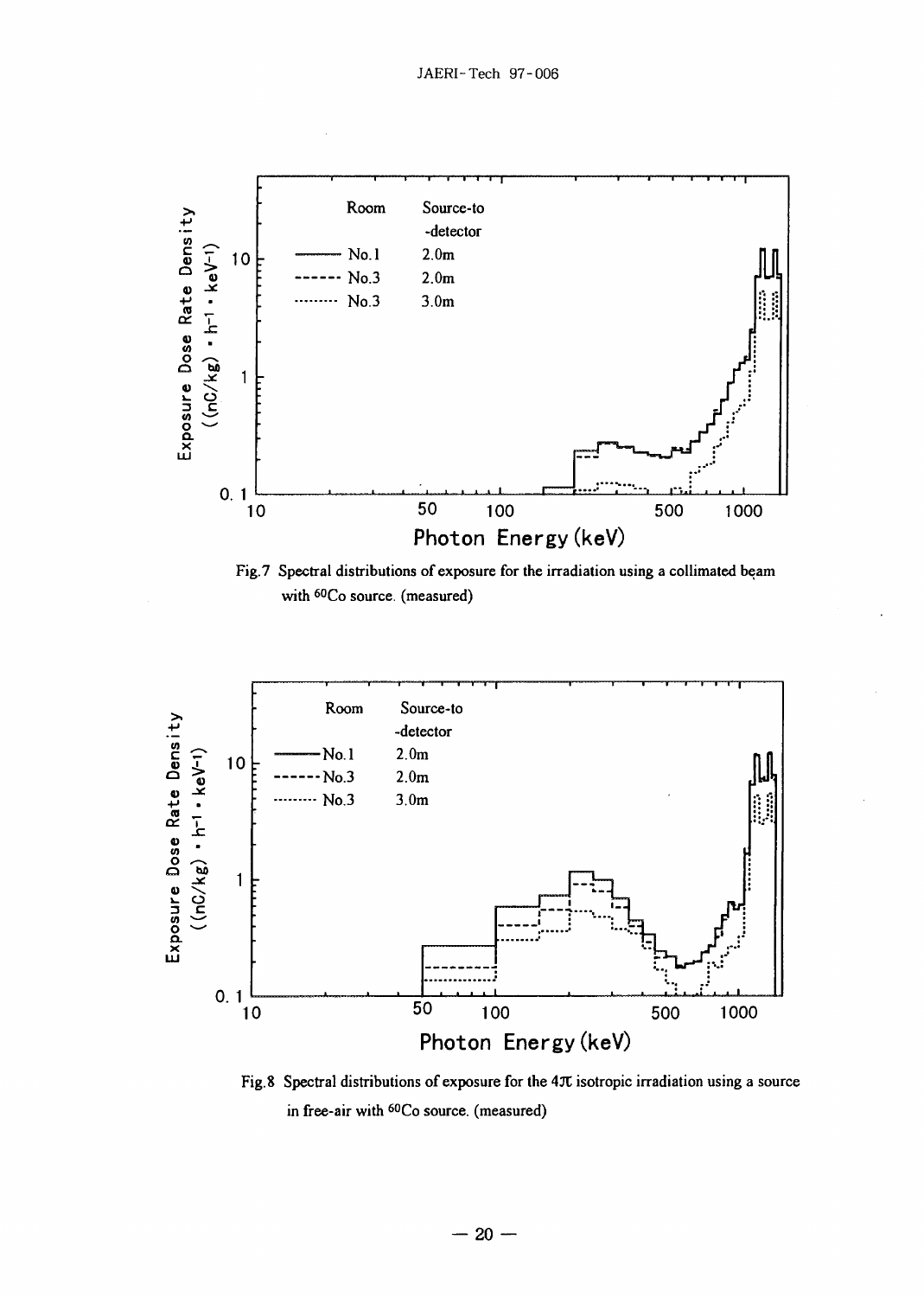Fig.7 Spectral distributions of exposure for the irradiation using a collimated beam with $^{60}Co$ source. (measured)

Fig.8 Spectral distributions of exposure for the 4π isotropic irradiation using a source in free-air with $^{60}Co$ source. (measured)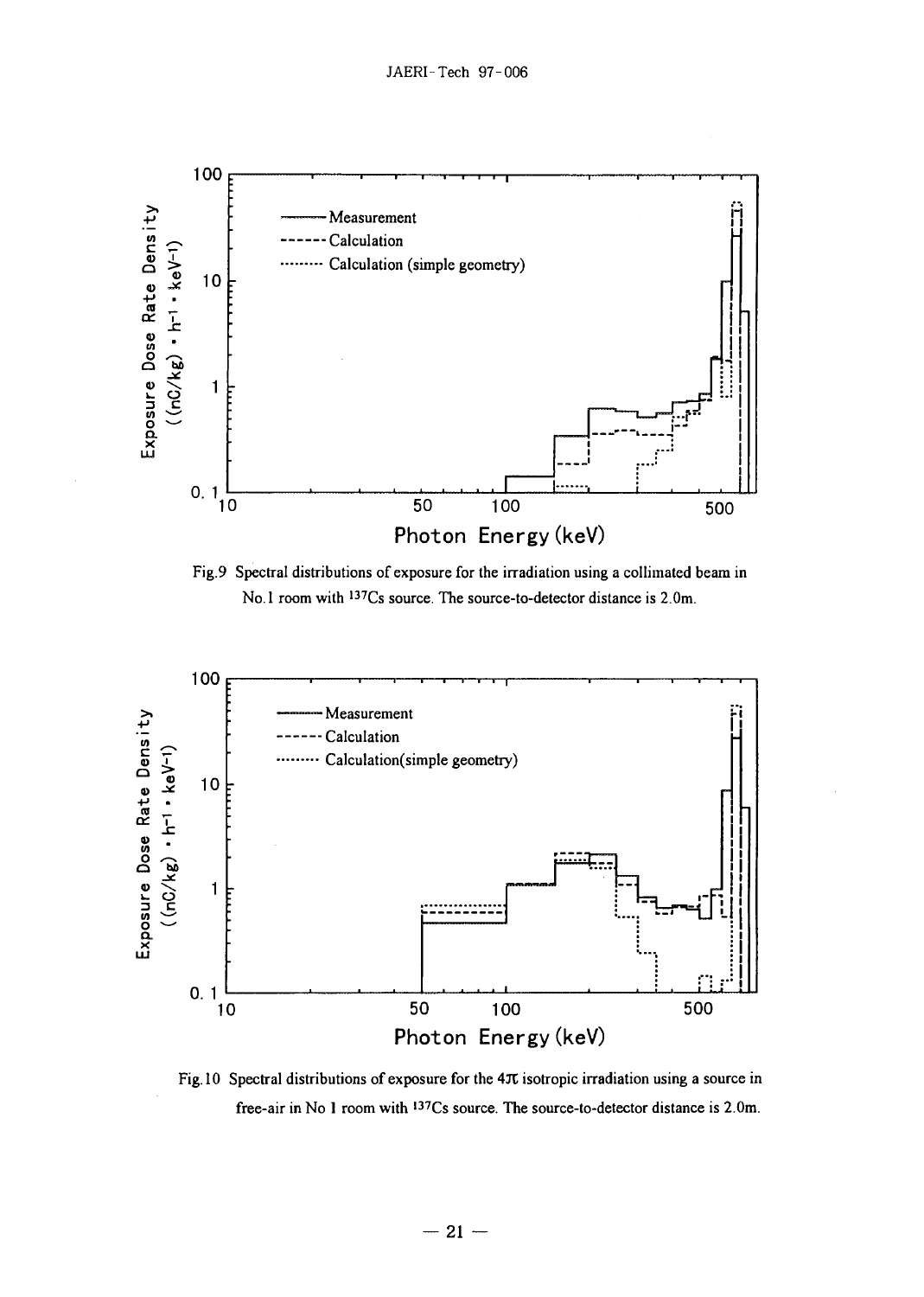Fig.9 Spectral distributions of exposure for the irradiation using a collimated beam in No.1 room with $^{137}Cs$ source. The source-to-detector distance is 2.0m.

Fig.10 Spectral distributions of exposure for the 4π isotropic irradiation using a source in free-air in No 1 room with $^{137}Cs$ source. The source-to-detector distance is 2.0m.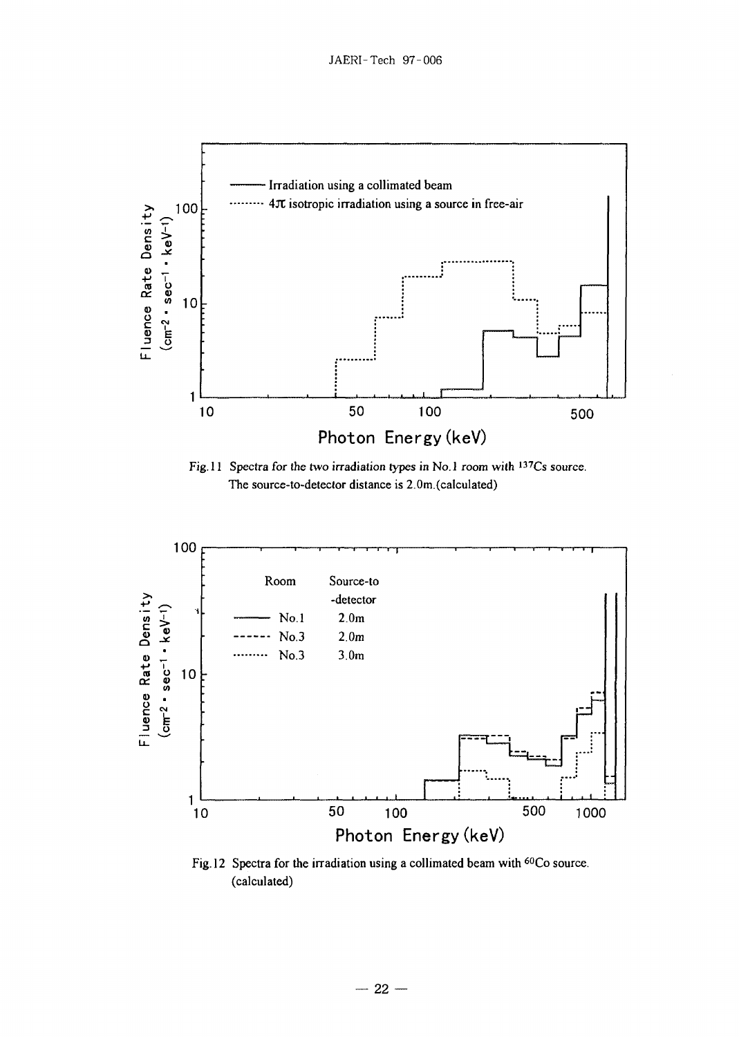Fig.11 Spectra for the two irradiation types in No.1 room with $^{137}Cs$ source. The source-to-detector distance is 2.0m.(calculated)

Fig.12 Spectra for the irradiation using a collimated beam with $^{60}Co$ source. (calculated)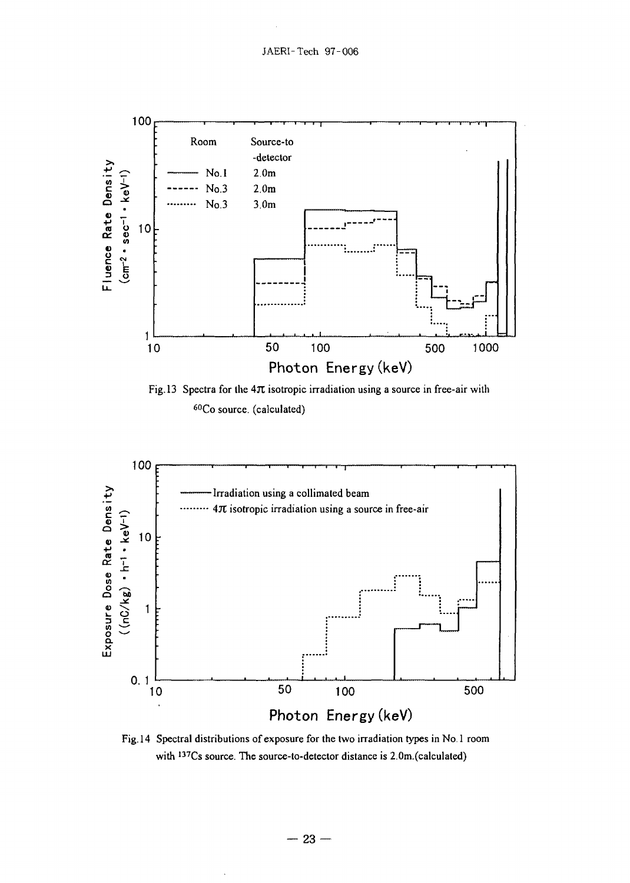Fig.13 Spectra for the $4\pi$ isotropic irradiation using a source in free-air with $^{60}Co$ source. (calculated)

Fig.14 Spectral distributions of exposure for the two irradiation types in No.1 room with $^{137}Cs$ source. The source-to-detector distance is 2.0m.(calculated)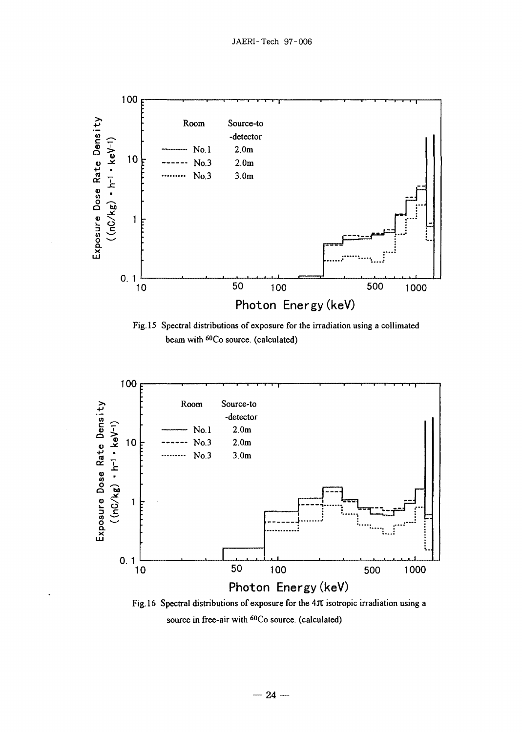Fig.15 Spectral distributions of exposure for the irradiation using a collimated beam with $^{60}Co$ source. (calculated)

Fig.16 Spectral distributions of exposure for the $4\pi$ isotropic irradiation using a source in free-air with $^{60}Co$ source. (calculated)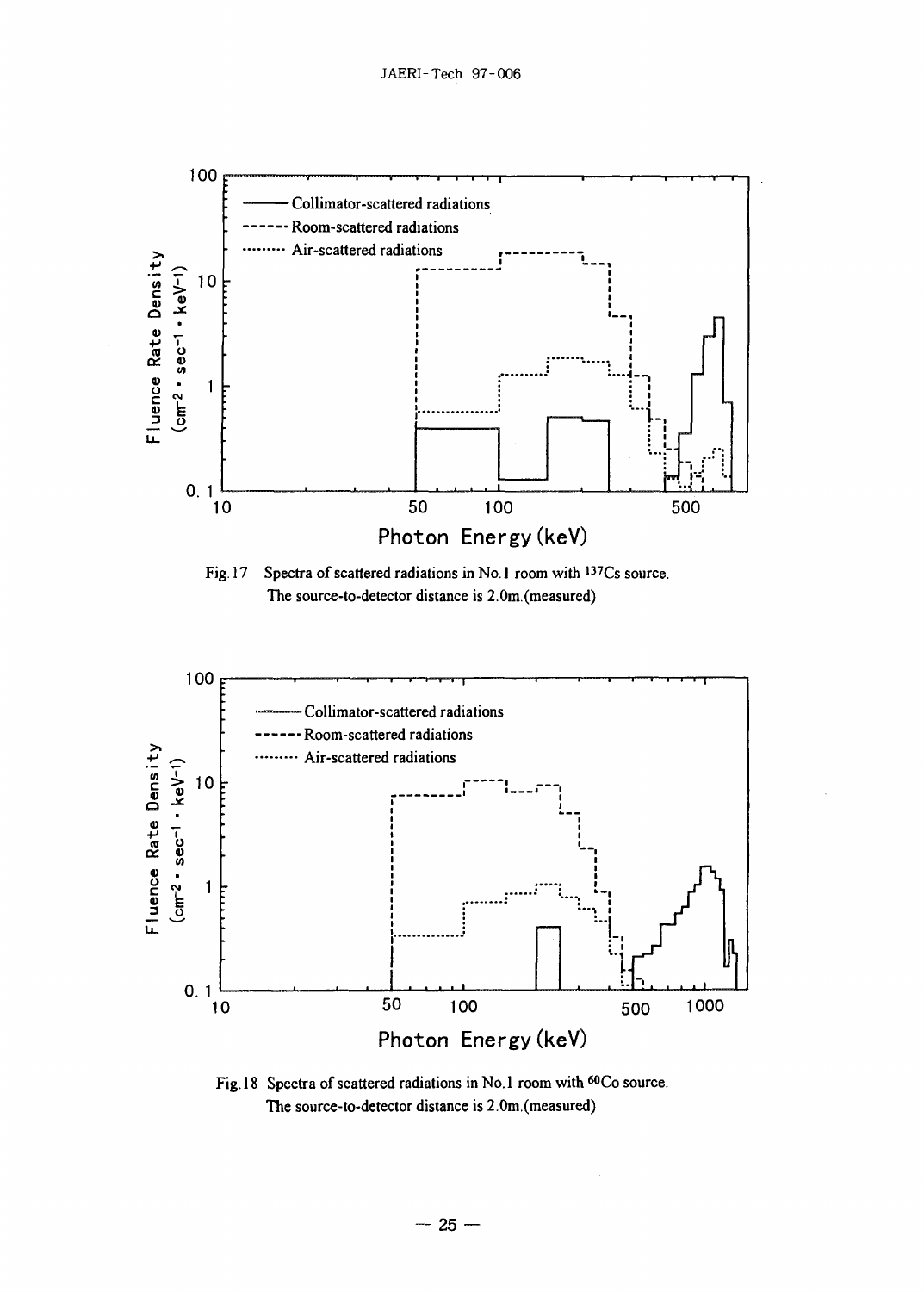Fig.17 Spectra of scattered radiations in No.1 room with $^{137}Cs$ source. The source-to-detector distance is 2.0m.(measured)

Fig.18 Spectra of scattered radiations in No.1 room with $^{60}Co$ source. The source-to-detector distance is 2.0m.(measured)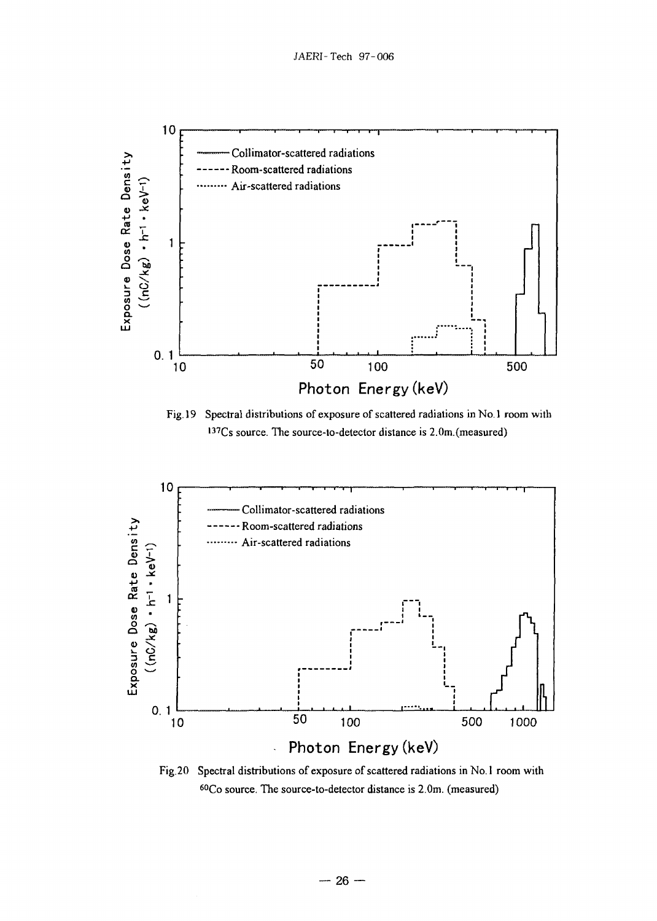Fig.19 Spectral distributions of exposure of scattered radiations in No.1 room with $^{137}Cs$ source. The source-to-detector distance is 2.0m.(measured)

Fig.20 Spectral distributions of exposure of scattered radiations in No.1 room with $^{60}Co$ source. The source-to-detector distance is 2.0m. (measured)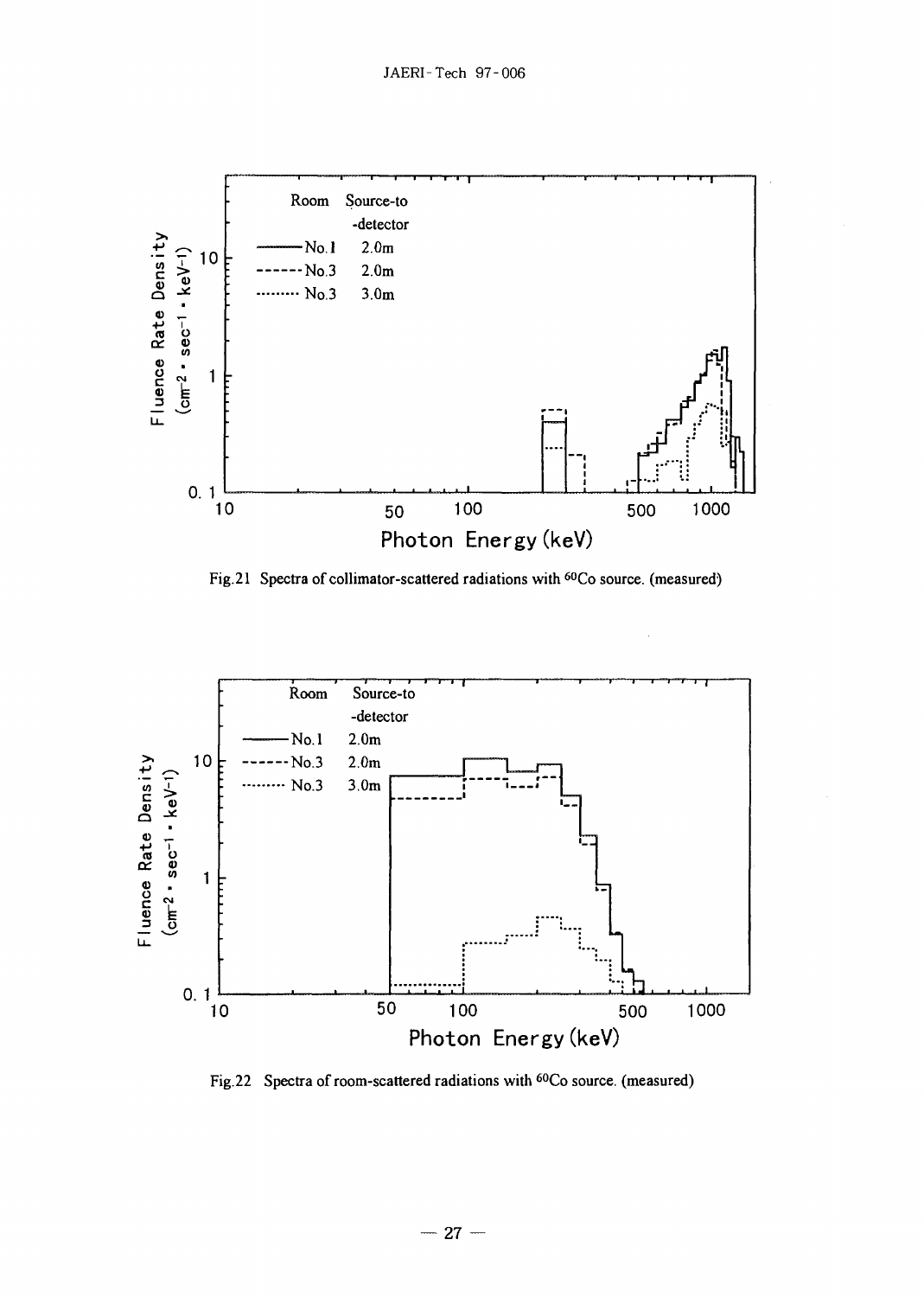Fig.21 Spectra of collimator-scattered radiations with $^{60}Co$ source. (measured)

Fig.22 Spectra of room-scattered radiations with $^{60}Co$ source. (measured)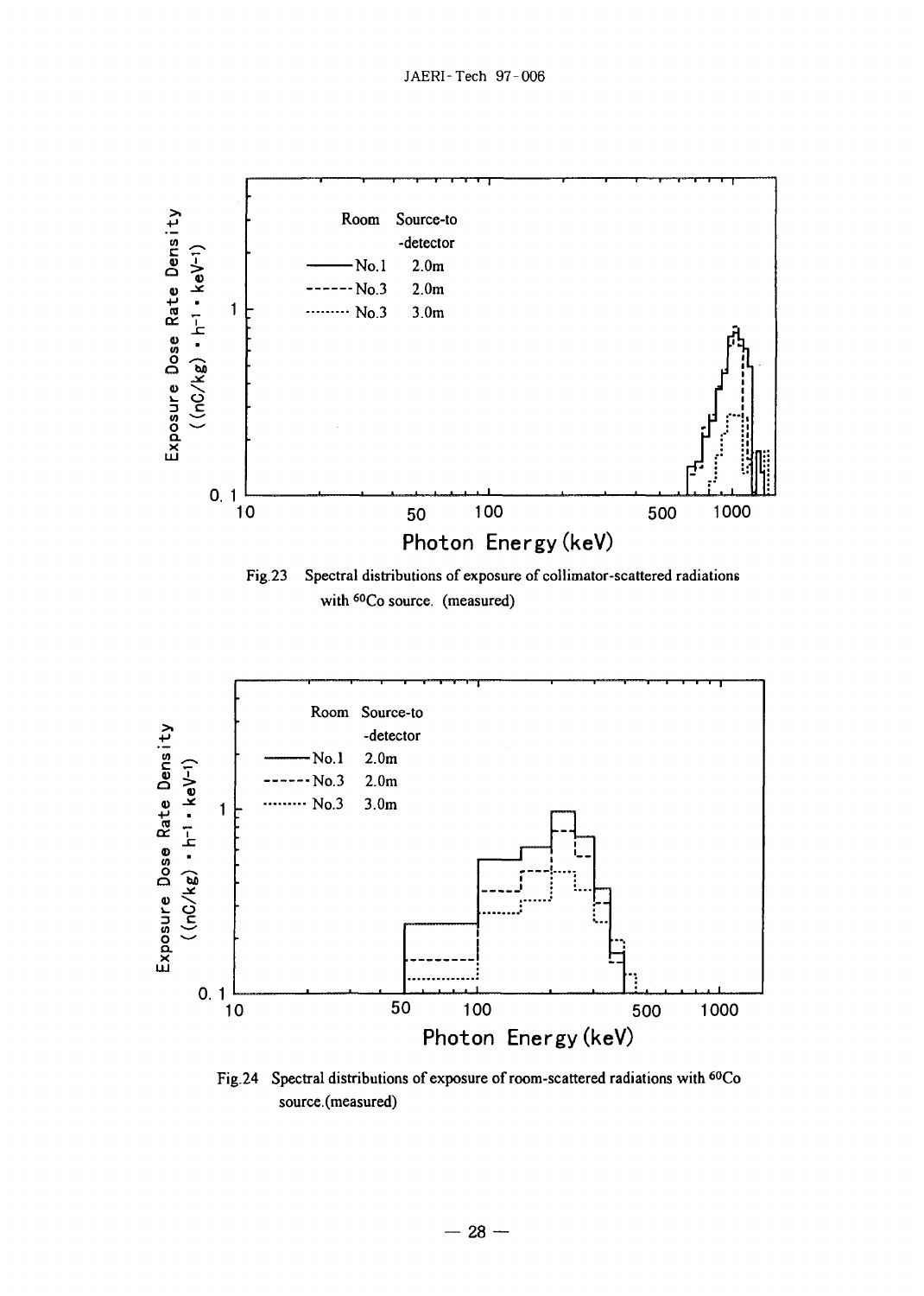Fig.23 Spectral distributions of exposure of collimator-scattered radiations with $^{60}Co$ source. (measured)

Fig.24 Spectral distributions of exposure of room-scattered radiations with $^{60}Co$ source.(measured)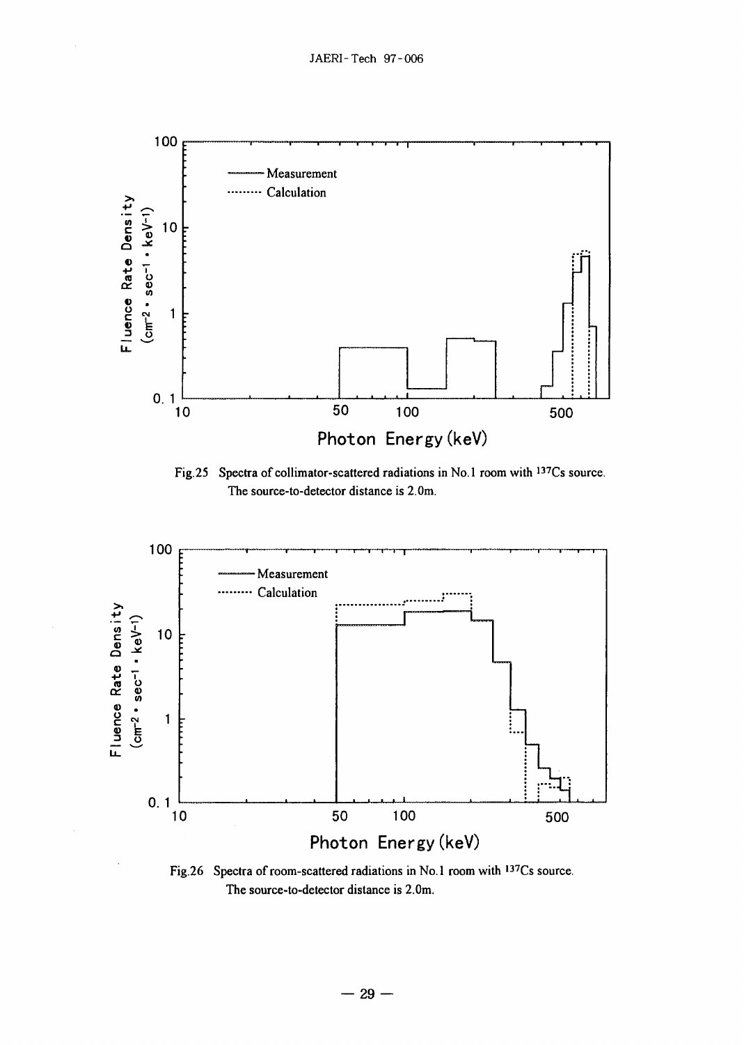Fig.25 Spectra of collimator-scattered radiations in No.1 room with $^{137}Cs$ source. The source-to-detector distance is 2.0m.

Fig.26 Spectra of room-scattered radiations in No.1 room with $^{137}Cs$ source. The source-to-detector distance is 2.0m.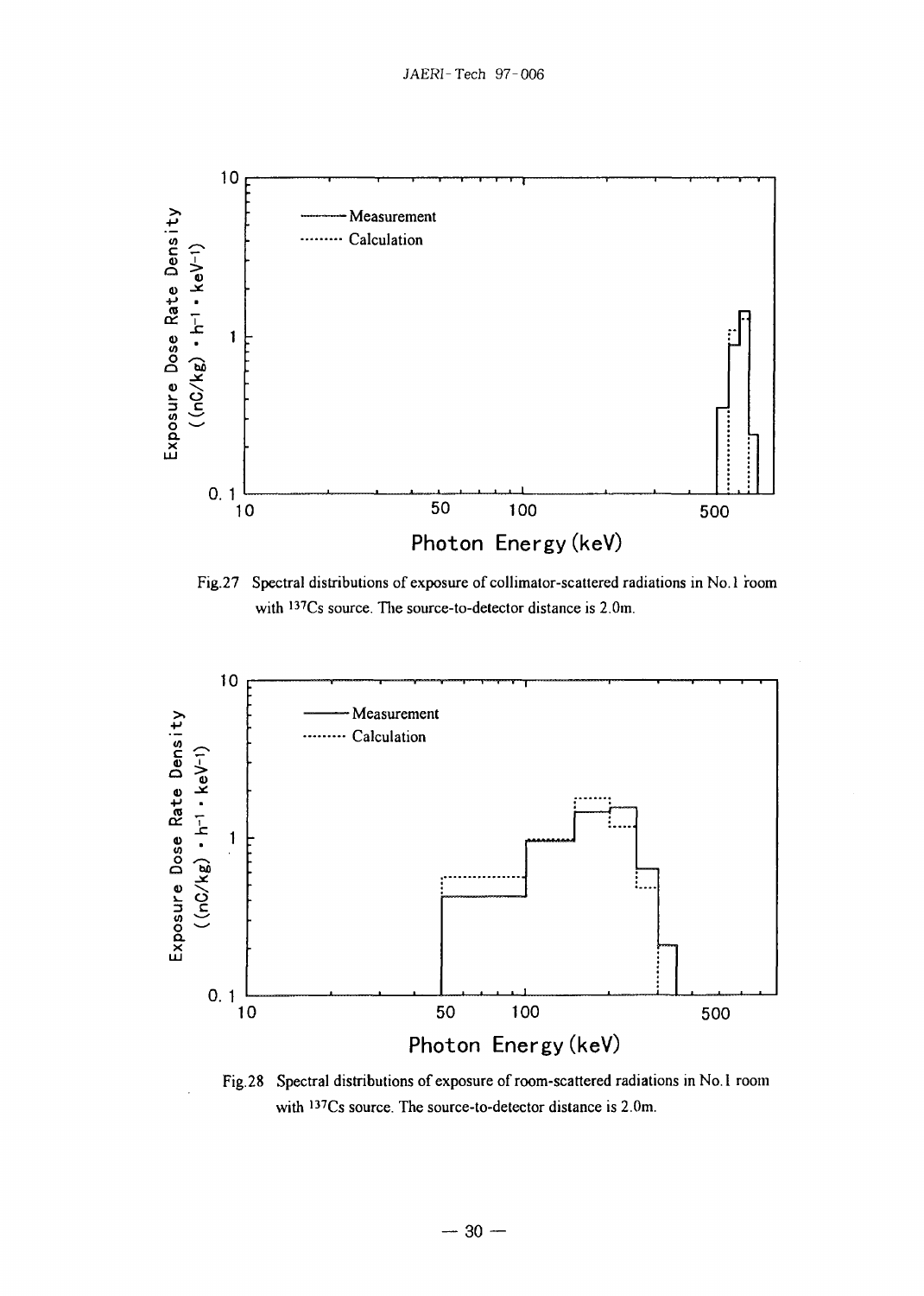Fig.27 Spectral distributions of exposure of collimator-scattered radiations in No.1 room with $^{137}Cs$ source. The source-to-detector distance is 2.0m.

Fig.28 Spectral distributions of exposure of room-scattered radiations in No.1 room with $^{137}Cs$ source. The source-to-detector distance is 2.0m.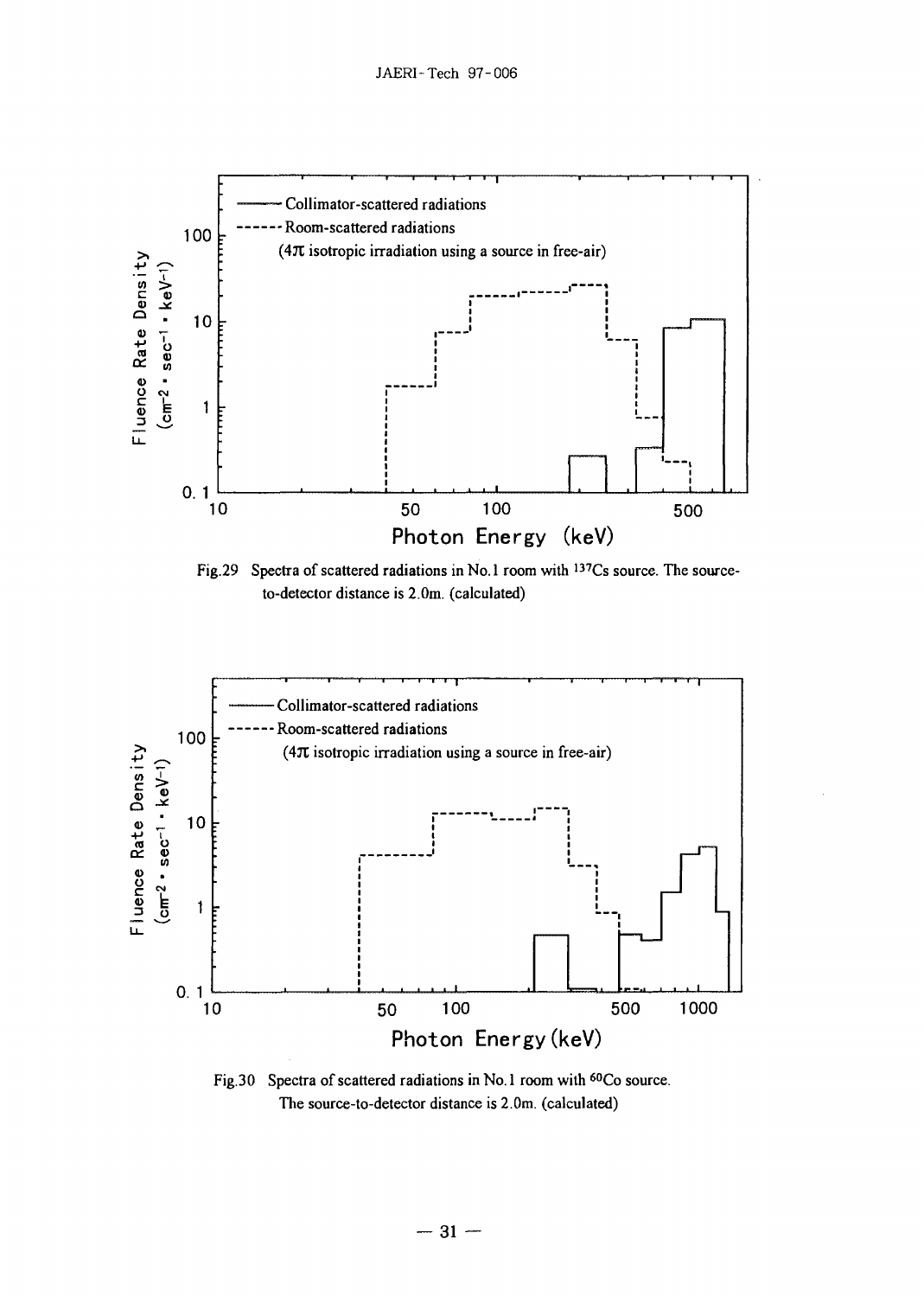Fig.29 Spectra of scattered radiations in No.1 room with $^{137}Cs$ source. The source-to-detector distance is 2.0m. (calculated)

Fig.30 Spectra of scattered radiations in No.1 room with $^{60}Co$ source. The source-to-detector distance is 2.0m. (calculated)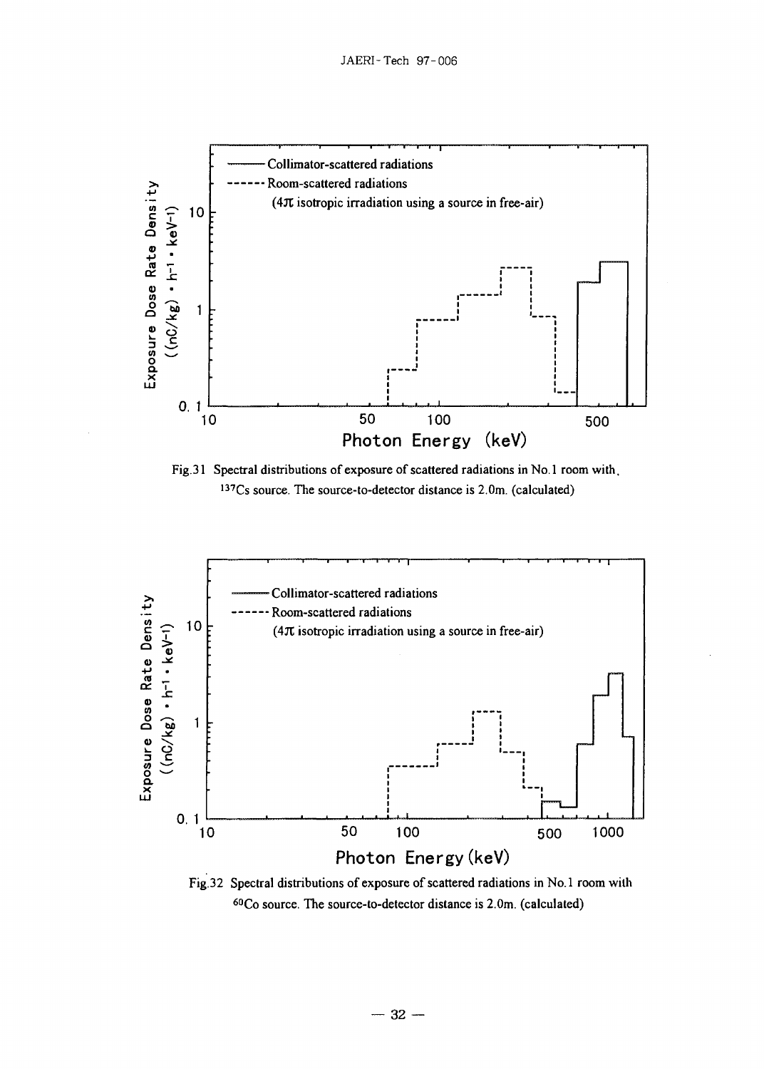Fig.31 Spectral distributions of exposure of scattered radiations in No.1 room with $^{137}Cs$ source. The source-to-detector distance is 2.0m. (calculated)

Fig.32 Spectral distributions of exposure of scattered radiations in No.1 room with $^{60}Co$ source. The source-to-detector distance is 2.0m. (calculated)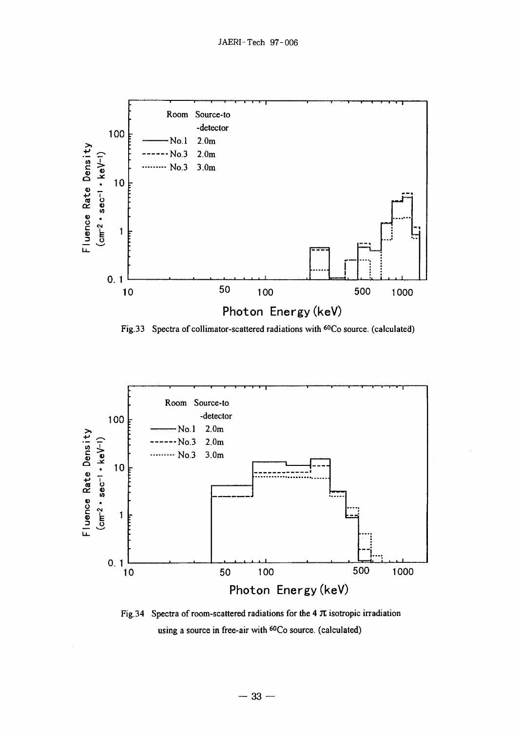Fig.33 Spectra of collimator-scattered radiations with $^{60}Co$ source. (calculated)

Fig.34 Spectra of room-scattered radiations for the 4 $\pi$ isotropic irradiation using a source in free-air with $^{60}Co$ source. (calculated)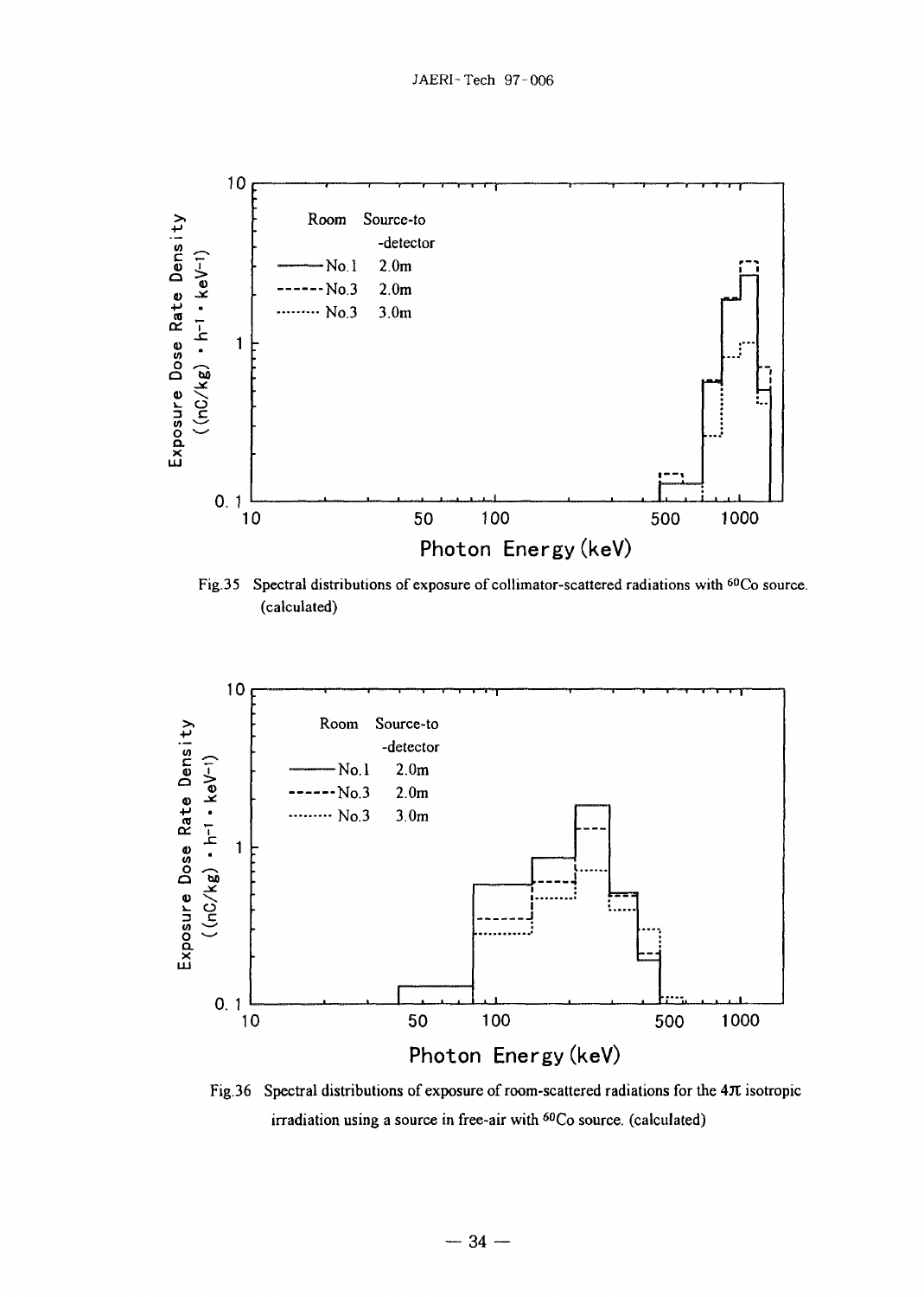Fig.35 Spectral distributions of exposure of collimator-scattered radiations with $^{60}Co$ source. (calculated)

Fig.36 Spectral distributions of exposure of room-scattered radiations for the $4\pi$ isotropic irradiation using a source in free-air with $^{60}Co$ source. (calculated)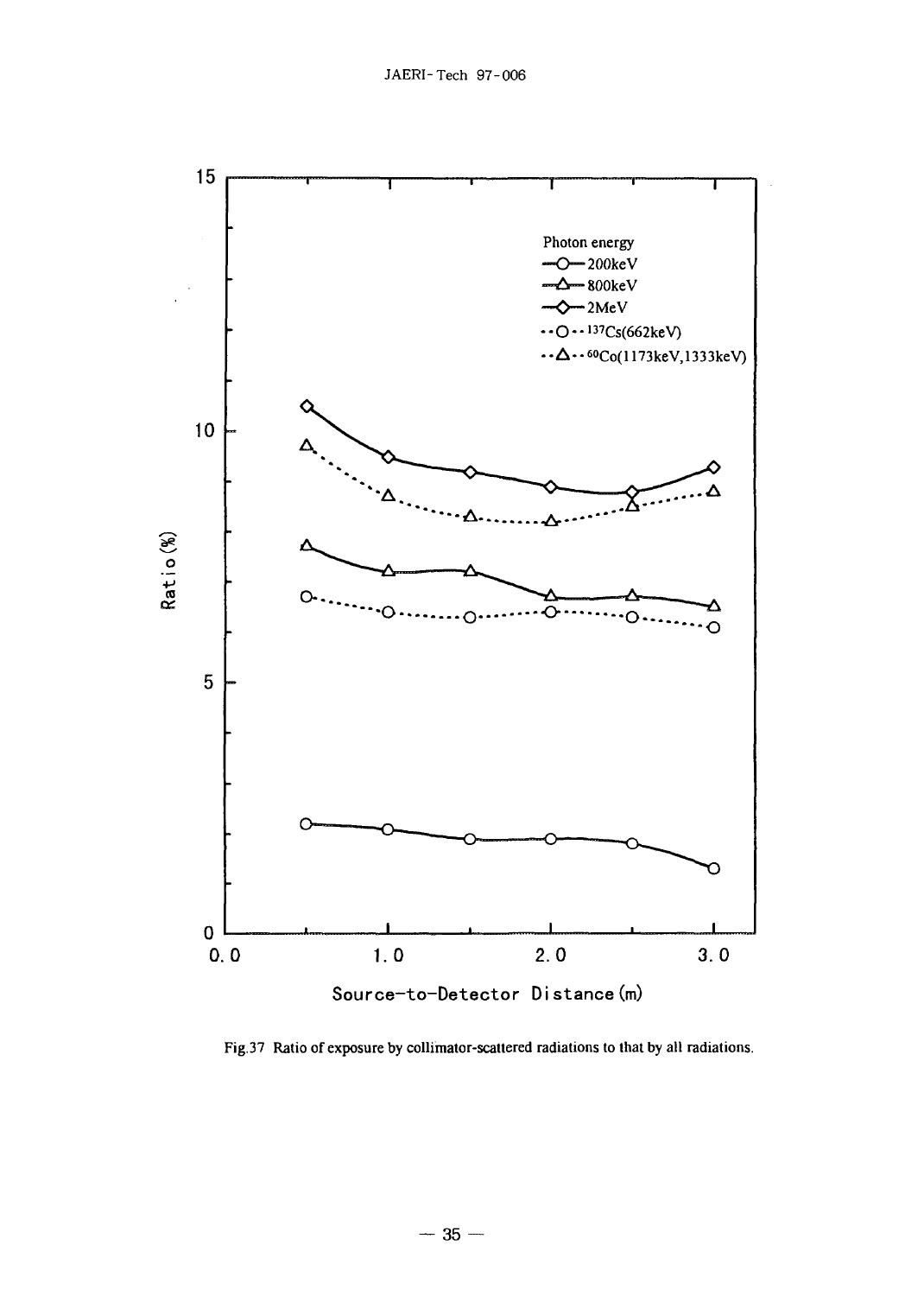Fig.37 Ratio of exposure by collimator-scattered radiations to that by all radiations.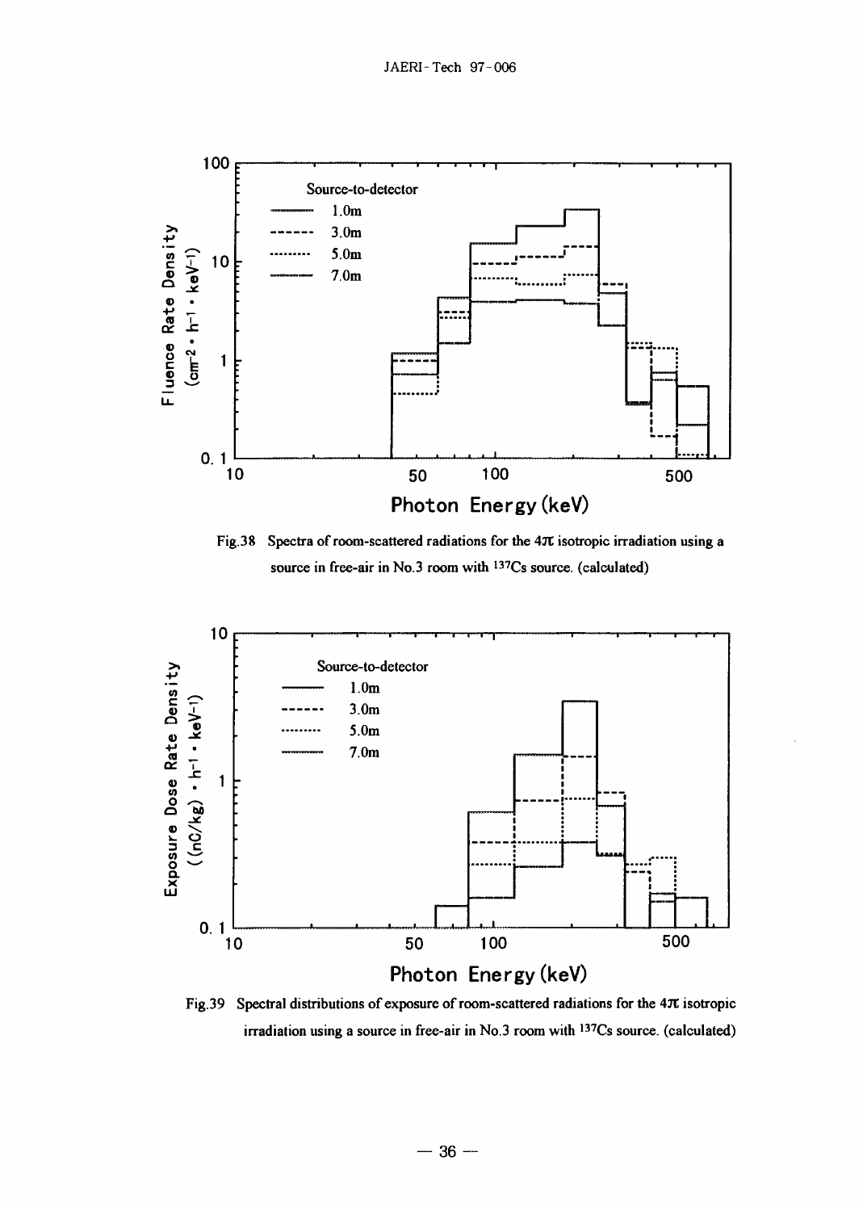Fig.38 Spectra of room-scattered radiations for the 4π isotropic irradiation using a source in free-air in No.3 room with $^{137}Cs$ source. (calculated)

Fig.39 Spectral distributions of exposure of room-scattered radiations for the 4π isotropic irradiation using a source in free-air in No.3 room with $^{137}Cs$ source. (calculated)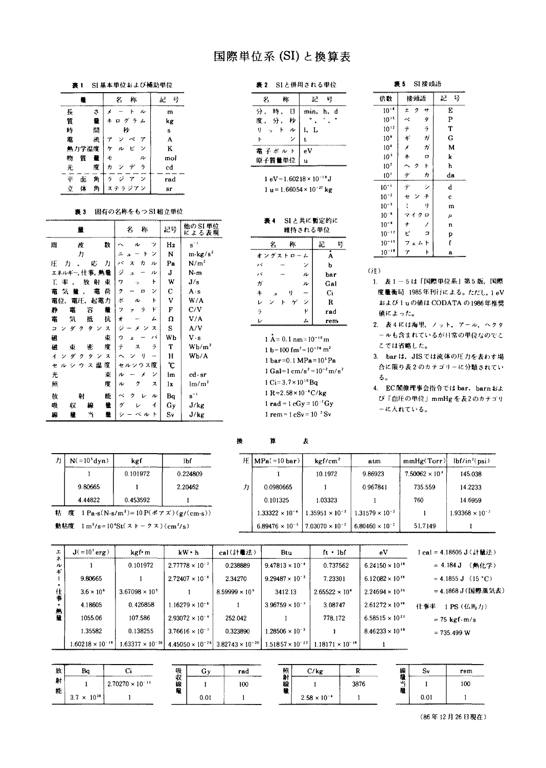# 国際単位系 (SI) と換算表

**表1　SI基本単位および補助単位**

| 量 | 名　称 | 記　号 |
|---|---|---|
| 長　　さ | メートル | m |
| 質　　量 | キログラム | kg |
| 時　　間 | 秒 | s |
| 電　　流 | アンペア | A |
| 熱力学温度 | ケルビン | K |
| 物 質 量 | モル | mol |
| 光　　度 | カンデラ | cd |
| 平 面 角 | ラジアン | rad |
| 立 体 角 | ステラジアン | sr |

**表3　固有の名称をもつSI組立単位**

| 量 | 名　称 | 記号 | 他のSI単位による表現 |
|---|---|---|---|
| 周　波　数 | ヘルツ | Hz | $s^{-1}$ |
| 力 | ニュートン | N | $m \cdot kg/s^2$ |
| 圧力，応力 | パスカル | Pa | $N/m^2$ |
| エネルギー，仕事，熱量 | ジュール | J | $N \cdot m$ |
| 工率，放射束 | ワット | W | J/s |
| 電気量，電荷 | クーロン | C | $A \cdot s$ |
| 電位，電圧，起電力 | ボルト | V | W/A |
| 静 電 容 量 | ファラド | F | C/V |
| 電 気 抵 抗 | オーム | Ω | V/A |
| コンダクタンス | ジーメンス | S | A/V |
| 磁　　束 | ウェーバ | Wb | $V \cdot s$ |
| 磁 束 密 度 | テスラ | T | $Wb/m^2$ |
| インダクタンス | ヘンリー | H | Wb/A |
| セルシウス温度 | セルシウス度 | ℃ | |
| 光　　束 | ルーメン | lm | $cd \cdot sr$ |
| 照　　度 | ルクス | lx | $lm/m^2$ |
| 放　射　能 | ベクレル | Bq | $s^{-1}$ |
| 吸 収 線 量 | グレイ | Gy | J/kg |
| 線 量 当 量 | シーベルト | Sv | J/kg |

**表2　SIと併用される単位**

| 名　称 | 記　号 |
|---|---|
| 分，時，日 | min, h, d |
| 度，分，秒 | °, ′, ″ |
| リットル | l, L |
| トン | t |
| 電子ボルト | eV |
| 原子質量単位 | u |

$1\ eV = 1.60218 \times 10^{-19}\ J$

$1\ u = 1.66054 \times 10^{-27}\ kg$

**表4　SIと共に暫定的に維持される単位**

| 名　称 | 記　号 |
|---|---|
| オングストローム | Å |
| バーン | b |
| バール | bar |
| ガル | Gal |
| キュリー | Ci |
| レントゲン | R |
| ラド | rad |
| レム | rem |

$1\ Å = 0.1\ nm = 10^{-10}\ m$

$1\ b = 100\ fm^2 = 10^{-28}\ m^2$

$1\ bar = 0.1\ MPa = 10^5\ Pa$

$1\ Gal = 1\ cm/s^2 = 10^{-2}\ m/s^2$

$1\ Ci = 3.7 \times 10^{10}\ Bq$

$1\ R = 2.58 \times 10^{-4}\ C/kg$

$1\ rad = 1\ cGy = 10^{-2}\ Gy$

$1\ rem = 1\ cSv = 10^{-2}\ Sv$

**表5　SI接頭語**

| 倍数 | 接頭語 | 記　号 |
|---|---|---|
| $10^{18}$ | エクサ | E |
| $10^{15}$ | ペタ | P |
| $10^{12}$ | テラ | T |
| $10^{9}$ | ギガ | G |
| $10^{6}$ | メガ | M |
| $10^{3}$ | キロ | k |
| $10^{2}$ | ヘクト | h |
| $10^{1}$ | デカ | da |
| $10^{-1}$ | デシ | d |
| $10^{-2}$ | センチ | c |
| $10^{-3}$ | ミリ | m |
| $10^{-6}$ | マイクロ | μ |
| $10^{-9}$ | ナノ | n |
| $10^{-12}$ | ピコ | p |
| $10^{-15}$ | フェムト | f |
| $10^{-18}$ | アト | a |

(注)

1. 表1－5は「国際単位系」第5版，国際度量衡局 1985年刊行による。ただし，1 eV および 1 u の値は CODATA の1986年推奨値によった。
2. 表4には海里，ノット，アール，ヘクタールも含まれているが日常の単位なのでここでは省略した。
3. bar は，JISでは流体の圧力を表わす場合に限り表2のカテゴリーに分類されている。
4. EC閣僚理事会指令では bar，barn および「血圧の単位」mmHg を表2のカテゴリーに入れている。

## 換　算　表

| 力 | $N(=10^5 dyn)$ | kgf | lbf |
|---|---|---|---|
| | 1 | 0.101972 | 0.224809 |
| | 9.80665 | 1 | 2.20462 |
| | 4.44822 | 0.453592 | 1 |

粘　度　$1\ Pa \cdot s(N \cdot s/m^2) = 10\ P$(ポアズ)$(g/(cm \cdot s))$

動粘度　$1\ m^2/s = 10^4\ St$(ストークス)$(cm^2/s)$

| 圧力 | MPa(=10 bar) | $kgf/cm^2$ | atm | mmHg(Torr) | $lbf/in^2$(psi) |
|---|---|---|---|---|---|
| | 1 | 10.1972 | 9.86923 | $7.50062 \times 10^3$ | 145.038 |
| | 0.0980665 | 1 | 0.967841 | 735.559 | 14.2233 |
| | 0.101325 | 1.03323 | 1 | 760 | 14.6959 |
| | $1.33322 \times 10^{-4}$ | $1.35951 \times 10^{-3}$ | $1.31579 \times 10^{-3}$ | 1 | $1.93368 \times 10^{-2}$ |
| | $6.89476 \times 10^{-3}$ | $7.03070 \times 10^{-2}$ | $6.80460 \times 10^{-2}$ | 51.7149 | 1 |

| エネルギー・仕事・熱量 | $J(=10^7 erg)$ | kgf·m | kW·h | cal(計量法) | Btu | ft·lbf | eV |
|---|---|---|---|---|---|---|---|
| | 1 | 0.101972 | $2.77778 \times 10^{-7}$ | 0.238889 | $9.47813 \times 10^{-4}$ | 0.737562 | $6.24150 \times 10^{18}$ |
| | 9.80665 | 1 | $2.72407 \times 10^{-6}$ | 2.34270 | $9.29487 \times 10^{-3}$ | 7.23301 | $6.12082 \times 10^{19}$ |
| | $3.6 \times 10^6$ | $3.67098 \times 10^5$ | 1 | $8.59999 \times 10^5$ | 3412.13 | $2.65522 \times 10^6$ | $2.24694 \times 10^{25}$ |
| | 4.18605 | 0.426858 | $1.16279 \times 10^{-6}$ | 1 | $3.96759 \times 10^{-3}$ | 3.08747 | $2.61272 \times 10^{19}$ |
| | 1055.06 | 107.586 | $2.93072 \times 10^{-4}$ | 252.042 | 1 | 778.172 | $6.58515 \times 10^{21}$ |
| | 1.35582 | 0.138255 | $3.76616 \times 10^{-7}$ | 0.323890 | $1.28506 \times 10^{-3}$ | 1 | $8.46233 \times 10^{18}$ |
| | $1.60218 \times 10^{-19}$ | $1.63377 \times 10^{-20}$ | $4.45050 \times 10^{-26}$ | $3.82743 \times 10^{-20}$ | $1.51857 \times 10^{-22}$ | $1.18171 \times 10^{-19}$ | 1 |

1 cal = 4.18605 J (計量法)
= 4.184 J (熱化学)
= 4.1855 J (15 ℃)
= 4.1868 J (国際蒸気表)

仕事率　1 PS (仏馬力)
= 75 kgf·m/s
= 735.499 W

| 放射能 | Bq | Ci |
|---|---|---|
| | 1 | $2.70270 \times 10^{-11}$ |
| | $3.7 \times 10^{10}$ | 1 |

| 吸収線量 | Gy | rad |
|---|---|---|
| | 1 | 100 |
| | 0.01 | 1 |

| 照射線量 | C/kg | R |
|---|---|---|
| | 1 | 3876 |
| | $2.58 \times 10^{-4}$ | 1 |

| 線量当量 | Sv | rem |
|---|---|---|
| | 1 | 100 |
| | 0.01 | 1 |

(86年12月26日現在)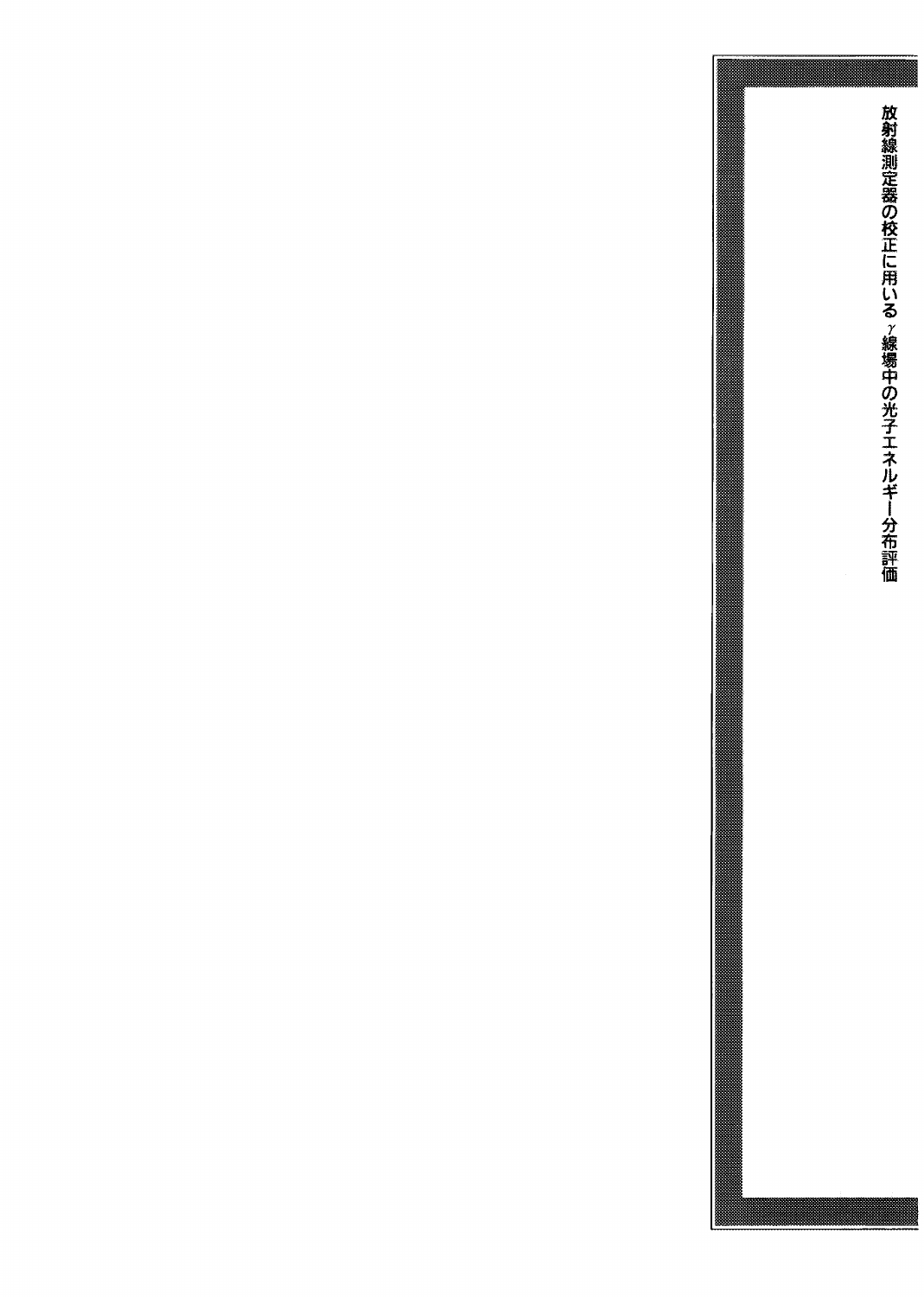放射線測定器の校正に用いる $\gamma$ 線場中の光子エネルギー分布評価